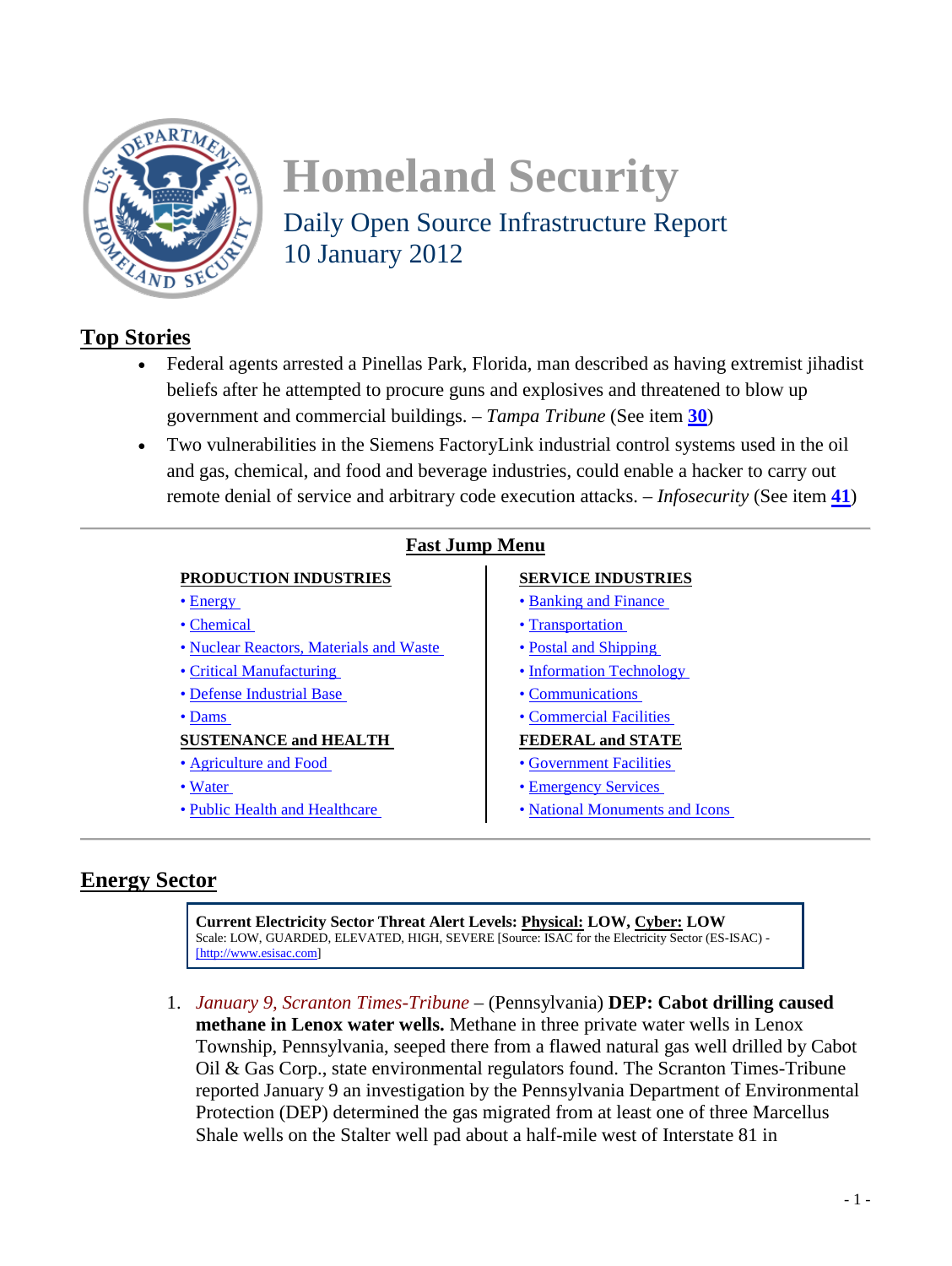# Homeland Security

Daily Open Source Infrastructure Report
10 January 2012

## Top Stories

- Federal agents arrested a Pinellas Park, Florida, man described as having extremist jihadist beliefs after he attempted to procure guns and explosives and threatened to blow up government and commercial buildings. – *Tampa Tribune* (See item **30**)
- Two vulnerabilities in the Siemens FactoryLink industrial control systems used in the oil and gas, chemical, and food and beverage industries, could enable a hacker to carry out remote denial of service and arbitrary code execution attacks. – *Infosecurity* (See item **41**)

## Fast Jump Menu

**PRODUCTION INDUSTRIES**
- Energy
- Chemical
- Nuclear Reactors, Materials and Waste
- Critical Manufacturing
- Defense Industrial Base
- Dams

**SUSTENANCE and HEALTH**
- Agriculture and Food
- Water
- Public Health and Healthcare

**SERVICE INDUSTRIES**
- Banking and Finance
- Transportation
- Postal and Shipping
- Information Technology
- Communications
- Commercial Facilities

**FEDERAL and STATE**
- Government Facilities
- Emergency Services
- National Monuments and Icons

## Energy Sector

**Current Electricity Sector Threat Alert Levels: Physical: LOW, Cyber: LOW**
Scale: LOW, GUARDED, ELEVATED, HIGH, SEVERE [Source: ISAC for the Electricity Sector (ES-ISAC) - [http://www.esisac.com]

1. *January 9, Scranton Times-Tribune* – (Pennsylvania) **DEP: Cabot drilling caused methane in Lenox water wells.** Methane in three private water wells in Lenox Township, Pennsylvania, seeped there from a flawed natural gas well drilled by Cabot Oil & Gas Corp., state environmental regulators found. The Scranton Times-Tribune reported January 9 an investigation by the Pennsylvania Department of Environmental Protection (DEP) determined the gas migrated from at least one of three Marcellus Shale wells on the Stalter well pad about a half-mile west of Interstate 81 in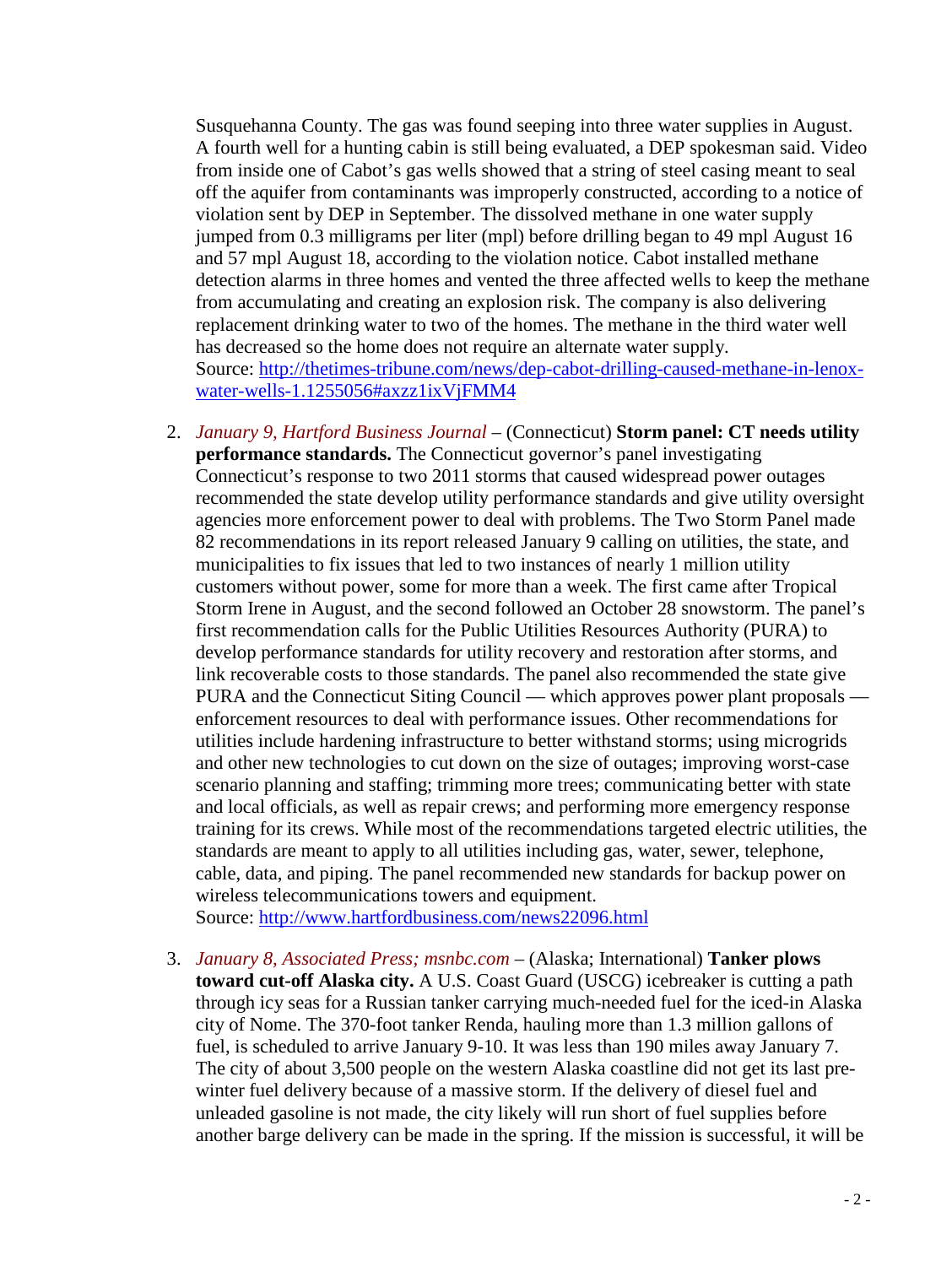Susquehanna County. The gas was found seeping into three water supplies in August. A fourth well for a hunting cabin is still being evaluated, a DEP spokesman said. Video from inside one of Cabot's gas wells showed that a string of steel casing meant to seal off the aquifer from contaminants was improperly constructed, according to a notice of violation sent by DEP in September. The dissolved methane in one water supply jumped from 0.3 milligrams per liter (mpl) before drilling began to 49 mpl August 16 and 57 mpl August 18, according to the violation notice. Cabot installed methane detection alarms in three homes and vented the three affected wells to keep the methane from accumulating and creating an explosion risk. The company is also delivering replacement drinking water to two of the homes. The methane in the third water well has decreased so the home does not require an alternate water supply.
Source: [http://thetimes-tribune.com/news/dep-cabot-drilling-caused-methane-in-lenox-water-wells-1.1255056#axzz1ixVjFMM4](http://thetimes-tribune.com/news/dep-cabot-drilling-caused-methane-in-lenox-water-wells-1.1255056#axzz1ixVjFMM4)

2. *January 9, Hartford Business Journal* – (Connecticut) **Storm panel: CT needs utility performance standards.** The Connecticut governor's panel investigating Connecticut's response to two 2011 storms that caused widespread power outages recommended the state develop utility performance standards and give utility oversight agencies more enforcement power to deal with problems. The Two Storm Panel made 82 recommendations in its report released January 9 calling on utilities, the state, and municipalities to fix issues that led to two instances of nearly 1 million utility customers without power, some for more than a week. The first came after Tropical Storm Irene in August, and the second followed an October 28 snowstorm. The panel's first recommendation calls for the Public Utilities Resources Authority (PURA) to develop performance standards for utility recovery and restoration after storms, and link recoverable costs to those standards. The panel also recommended the state give PURA and the Connecticut Siting Council — which approves power plant proposals — enforcement resources to deal with performance issues. Other recommendations for utilities include hardening infrastructure to better withstand storms; using microgrids and other new technologies to cut down on the size of outages; improving worst-case scenario planning and staffing; trimming more trees; communicating better with state and local officials, as well as repair crews; and performing more emergency response training for its crews. While most of the recommendations targeted electric utilities, the standards are meant to apply to all utilities including gas, water, sewer, telephone, cable, data, and piping. The panel recommended new standards for backup power on wireless telecommunications towers and equipment.
Source: [http://www.hartfordbusiness.com/news22096.html](http://www.hartfordbusiness.com/news22096.html)

3. *January 8, Associated Press; msnbc.com* – (Alaska; International) **Tanker plows toward cut-off Alaska city.** A U.S. Coast Guard (USCG) icebreaker is cutting a path through icy seas for a Russian tanker carrying much-needed fuel for the iced-in Alaska city of Nome. The 370-foot tanker Renda, hauling more than 1.3 million gallons of fuel, is scheduled to arrive January 9-10. It was less than 190 miles away January 7. The city of about 3,500 people on the western Alaska coastline did not get its last pre-winter fuel delivery because of a massive storm. If the delivery of diesel fuel and unleaded gasoline is not made, the city likely will run short of fuel supplies before another barge delivery can be made in the spring. If the mission is successful, it will be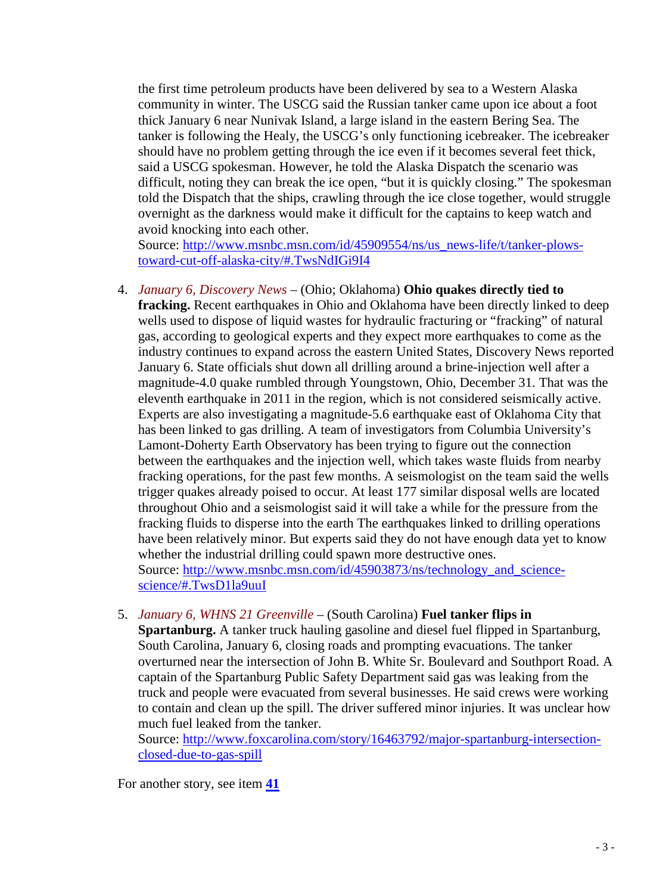the first time petroleum products have been delivered by sea to a Western Alaska community in winter. The USCG said the Russian tanker came upon ice about a foot thick January 6 near Nunivak Island, a large island in the eastern Bering Sea. The tanker is following the Healy, the USCG's only functioning icebreaker. The icebreaker should have no problem getting through the ice even if it becomes several feet thick, said a USCG spokesman. However, he told the Alaska Dispatch the scenario was difficult, noting they can break the ice open, "but it is quickly closing." The spokesman told the Dispatch that the ships, crawling through the ice close together, would struggle overnight as the darkness would make it difficult for the captains to keep watch and avoid knocking into each other.
Source: [http://www.msnbc.msn.com/id/45909554/ns/us_news-life/t/tanker-plows-toward-cut-off-alaska-city/#.TwsNdIGi9I4](http://www.msnbc.msn.com/id/45909554/ns/us_news-life/t/tanker-plows-toward-cut-off-alaska-city/#.TwsNdIGi9I4)

4. *January 6, Discovery News* – (Ohio; Oklahoma) **Ohio quakes directly tied to fracking.** Recent earthquakes in Ohio and Oklahoma have been directly linked to deep wells used to dispose of liquid wastes for hydraulic fracturing or "fracking" of natural gas, according to geological experts and they expect more earthquakes to come as the industry continues to expand across the eastern United States, Discovery News reported January 6. State officials shut down all drilling around a brine-injection well after a magnitude-4.0 quake rumbled through Youngstown, Ohio, December 31. That was the eleventh earthquake in 2011 in the region, which is not considered seismically active. Experts are also investigating a magnitude-5.6 earthquake east of Oklahoma City that has been linked to gas drilling. A team of investigators from Columbia University's Lamont-Doherty Earth Observatory has been trying to figure out the connection between the earthquakes and the injection well, which takes waste fluids from nearby fracking operations, for the past few months. A seismologist on the team said the wells trigger quakes already poised to occur. At least 177 similar disposal wells are located throughout Ohio and a seismologist said it will take a while for the pressure from the fracking fluids to disperse into the earth The earthquakes linked to drilling operations have been relatively minor. But experts said they do not have enough data yet to know whether the industrial drilling could spawn more destructive ones.
Source: [http://www.msnbc.msn.com/id/45903873/ns/technology_and_science-science/#.TwsD1la9uuI](http://www.msnbc.msn.com/id/45903873/ns/technology_and_science-science/#.TwsD1la9uuI)

5. *January 6, WHNS 21 Greenville* – (South Carolina) **Fuel tanker flips in Spartanburg.** A tanker truck hauling gasoline and diesel fuel flipped in Spartanburg, South Carolina, January 6, closing roads and prompting evacuations. The tanker overturned near the intersection of John B. White Sr. Boulevard and Southport Road. A captain of the Spartanburg Public Safety Department said gas was leaking from the truck and people were evacuated from several businesses. He said crews were working to contain and clean up the spill. The driver suffered minor injuries. It was unclear how much fuel leaked from the tanker.
Source: [http://www.foxcarolina.com/story/16463792/major-spartanburg-intersection-closed-due-to-gas-spill](http://www.foxcarolina.com/story/16463792/major-spartanburg-intersection-closed-due-to-gas-spill)

For another story, see item **41**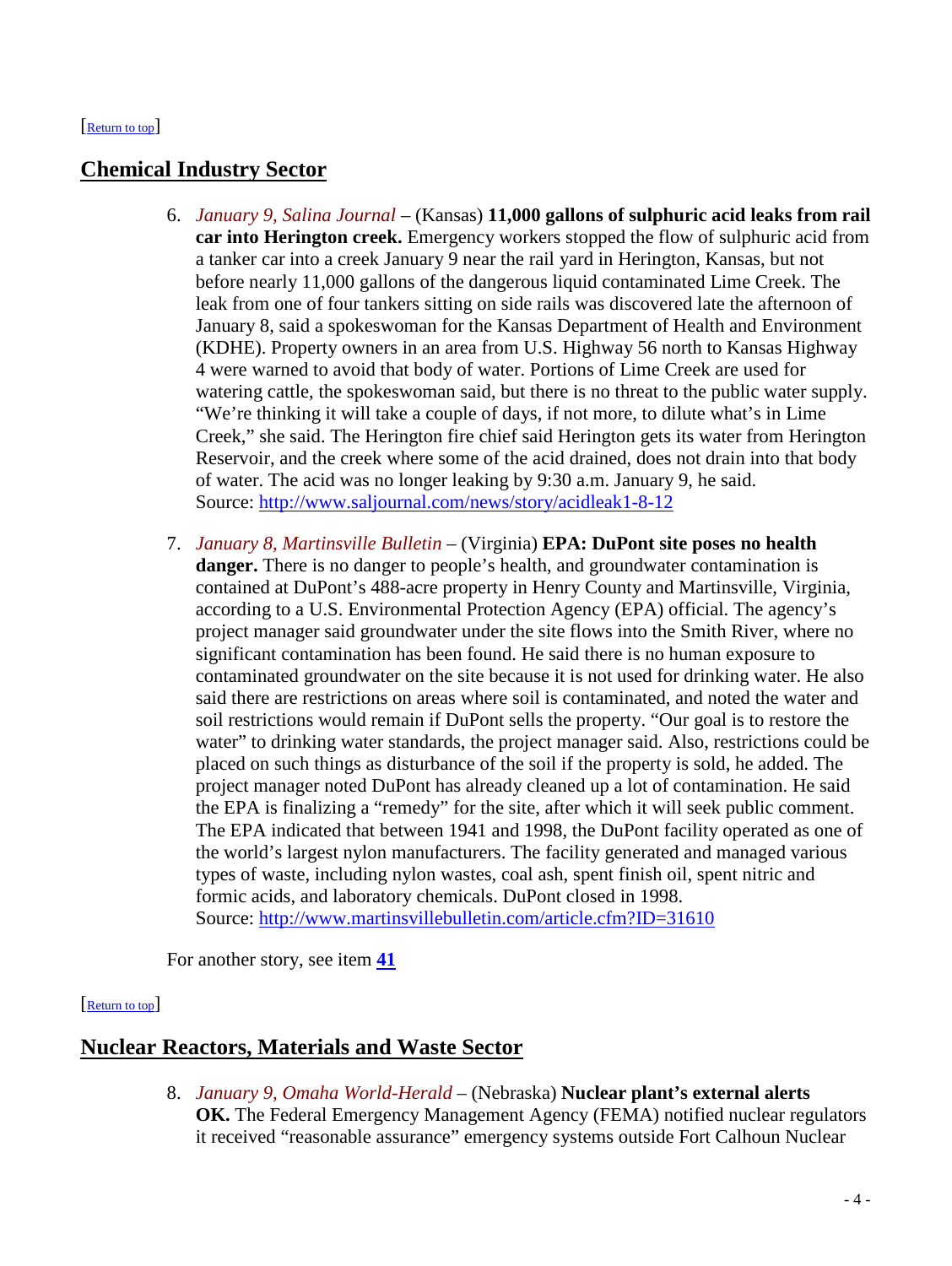[Return to top]

## Chemical Industry Sector

6. *January 9, Salina Journal* – (Kansas) **11,000 gallons of sulphuric acid leaks from rail car into Herington creek.** Emergency workers stopped the flow of sulphuric acid from a tanker car into a creek January 9 near the rail yard in Herington, Kansas, but not before nearly 11,000 gallons of the dangerous liquid contaminated Lime Creek. The leak from one of four tankers sitting on side rails was discovered late the afternoon of January 8, said a spokeswoman for the Kansas Department of Health and Environment (KDHE). Property owners in an area from U.S. Highway 56 north to Kansas Highway 4 were warned to avoid that body of water. Portions of Lime Creek are used for watering cattle, the spokeswoman said, but there is no threat to the public water supply. "We're thinking it will take a couple of days, if not more, to dilute what's in Lime Creek," she said. The Herington fire chief said Herington gets its water from Herington Reservoir, and the creek where some of the acid drained, does not drain into that body of water. The acid was no longer leaking by 9:30 a.m. January 9, he said.
   Source: http://www.saljournal.com/news/story/acidleak1-8-12

7. *January 8, Martinsville Bulletin* – (Virginia) **EPA: DuPont site poses no health danger.** There is no danger to people's health, and groundwater contamination is contained at DuPont's 488-acre property in Henry County and Martinsville, Virginia, according to a U.S. Environmental Protection Agency (EPA) official. The agency's project manager said groundwater under the site flows into the Smith River, where no significant contamination has been found. He said there is no human exposure to contaminated groundwater on the site because it is not used for drinking water. He also said there are restrictions on areas where soil is contaminated, and noted the water and soil restrictions would remain if DuPont sells the property. "Our goal is to restore the water" to drinking water standards, the project manager said. Also, restrictions could be placed on such things as disturbance of the soil if the property is sold, he added. The project manager noted DuPont has already cleaned up a lot of contamination. He said the EPA is finalizing a "remedy" for the site, after which it will seek public comment. The EPA indicated that between 1941 and 1998, the DuPont facility operated as one of the world's largest nylon manufacturers. The facility generated and managed various types of waste, including nylon wastes, coal ash, spent finish oil, spent nitric and formic acids, and laboratory chemicals. DuPont closed in 1998.
   Source: http://www.martinsvillebulletin.com/article.cfm?ID=31610

For another story, see item **41**

[Return to top]

## Nuclear Reactors, Materials and Waste Sector

8. *January 9, Omaha World-Herald* – (Nebraska) **Nuclear plant's external alerts OK.** The Federal Emergency Management Agency (FEMA) notified nuclear regulators it received "reasonable assurance" emergency systems outside Fort Calhoun Nuclear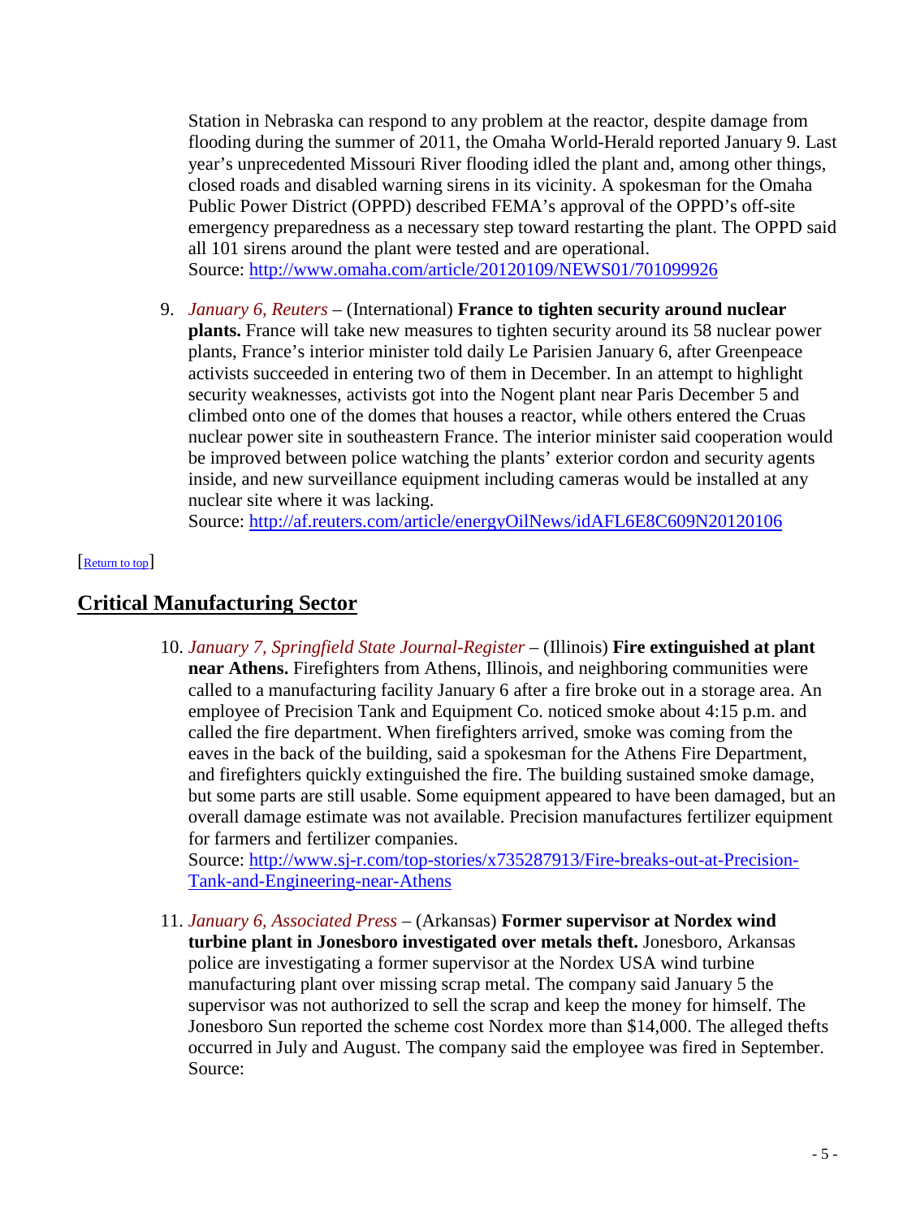Station in Nebraska can respond to any problem at the reactor, despite damage from flooding during the summer of 2011, the Omaha World-Herald reported January 9. Last year's unprecedented Missouri River flooding idled the plant and, among other things, closed roads and disabled warning sirens in its vicinity. A spokesman for the Omaha Public Power District (OPPD) described FEMA's approval of the OPPD's off-site emergency preparedness as a necessary step toward restarting the plant. The OPPD said all 101 sirens around the plant were tested and are operational.
Source: http://www.omaha.com/article/20120109/NEWS01/701099926

9. *January 6, Reuters* – (International) **France to tighten security around nuclear plants.** France will take new measures to tighten security around its 58 nuclear power plants, France's interior minister told daily Le Parisien January 6, after Greenpeace activists succeeded in entering two of them in December. In an attempt to highlight security weaknesses, activists got into the Nogent plant near Paris December 5 and climbed onto one of the domes that houses a reactor, while others entered the Cruas nuclear power site in southeastern France. The interior minister said cooperation would be improved between police watching the plants' exterior cordon and security agents inside, and new surveillance equipment including cameras would be installed at any nuclear site where it was lacking.
Source: http://af.reuters.com/article/energyOilNews/idAFL6E8C609N20120106

[Return to top]

## Critical Manufacturing Sector

10. *January 7, Springfield State Journal-Register* – (Illinois) **Fire extinguished at plant near Athens.** Firefighters from Athens, Illinois, and neighboring communities were called to a manufacturing facility January 6 after a fire broke out in a storage area. An employee of Precision Tank and Equipment Co. noticed smoke about 4:15 p.m. and called the fire department. When firefighters arrived, smoke was coming from the eaves in the back of the building, said a spokesman for the Athens Fire Department, and firefighters quickly extinguished the fire. The building sustained smoke damage, but some parts are still usable. Some equipment appeared to have been damaged, but an overall damage estimate was not available. Precision manufactures fertilizer equipment for farmers and fertilizer companies.
Source: http://www.sj-r.com/top-stories/x735287913/Fire-breaks-out-at-Precision-Tank-and-Engineering-near-Athens

11. *January 6, Associated Press* – (Arkansas) **Former supervisor at Nordex wind turbine plant in Jonesboro investigated over metals theft.** Jonesboro, Arkansas police are investigating a former supervisor at the Nordex USA wind turbine manufacturing plant over missing scrap metal. The company said January 5 the supervisor was not authorized to sell the scrap and keep the money for himself. The Jonesboro Sun reported the scheme cost Nordex more than $14,000. The alleged thefts occurred in July and August. The company said the employee was fired in September.
Source: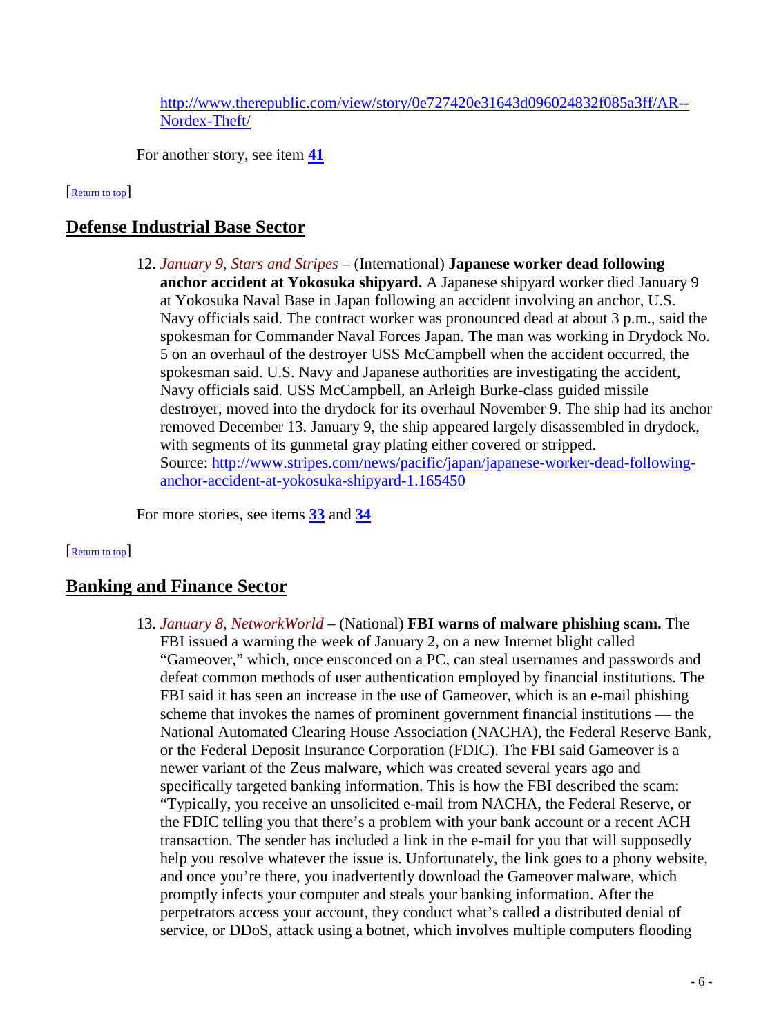http://www.therepublic.com/view/story/0e727420e31643d096024832f085a3ff/AR--Nordex-Theft/

For another story, see item **41**

[Return to top]

## Defense Industrial Base Sector

12. *January 9, Stars and Stripes* – (International) **Japanese worker dead following anchor accident at Yokosuka shipyard.** A Japanese shipyard worker died January 9 at Yokosuka Naval Base in Japan following an accident involving an anchor, U.S. Navy officials said. The contract worker was pronounced dead at about 3 p.m., said the spokesman for Commander Naval Forces Japan. The man was working in Drydock No. 5 on an overhaul of the destroyer USS McCampbell when the accident occurred, the spokesman said. U.S. Navy and Japanese authorities are investigating the accident, Navy officials said. USS McCampbell, an Arleigh Burke-class guided missile destroyer, moved into the drydock for its overhaul November 9. The ship had its anchor removed December 13. January 9, the ship appeared largely disassembled in drydock, with segments of its gunmetal gray plating either covered or stripped.
Source: http://www.stripes.com/news/pacific/japan/japanese-worker-dead-following-anchor-accident-at-yokosuka-shipyard-1.165450

For more stories, see items **33** and **34**

[Return to top]

## Banking and Finance Sector

13. *January 8, NetworkWorld* – (National) **FBI warns of malware phishing scam.** The FBI issued a warning the week of January 2, on a new Internet blight called "Gameover," which, once ensconced on a PC, can steal usernames and passwords and defeat common methods of user authentication employed by financial institutions. The FBI said it has seen an increase in the use of Gameover, which is an e-mail phishing scheme that invokes the names of prominent government financial institutions — the National Automated Clearing House Association (NACHA), the Federal Reserve Bank, or the Federal Deposit Insurance Corporation (FDIC). The FBI said Gameover is a newer variant of the Zeus malware, which was created several years ago and specifically targeted banking information. This is how the FBI described the scam: "Typically, you receive an unsolicited e-mail from NACHA, the Federal Reserve, or the FDIC telling you that there's a problem with your bank account or a recent ACH transaction. The sender has included a link in the e-mail for you that will supposedly help you resolve whatever the issue is. Unfortunately, the link goes to a phony website, and once you're there, you inadvertently download the Gameover malware, which promptly infects your computer and steals your banking information. After the perpetrators access your account, they conduct what's called a distributed denial of service, or DDoS, attack using a botnet, which involves multiple computers flooding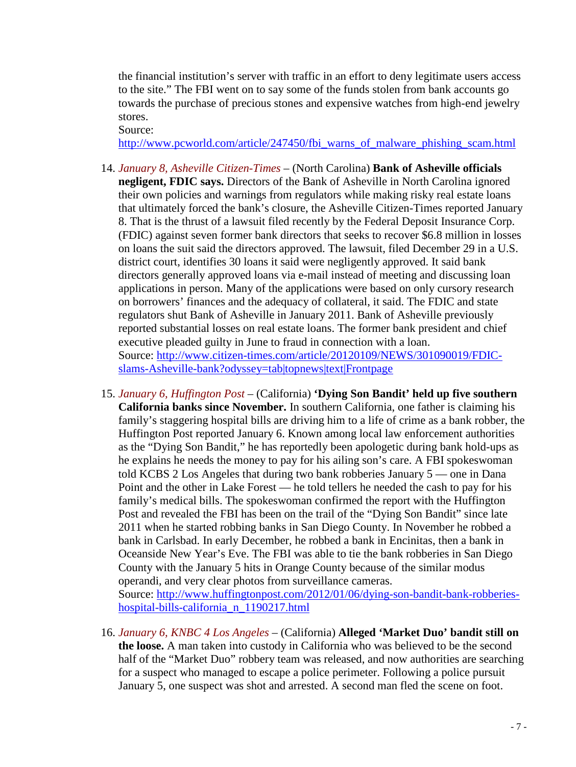the financial institution's server with traffic in an effort to deny legitimate users access to the site." The FBI went on to say some of the funds stolen from bank accounts go towards the purchase of precious stones and expensive watches from high-end jewelry stores.
Source:
http://www.pcworld.com/article/247450/fbi_warns_of_malware_phishing_scam.html

14. *January 8, Asheville Citizen-Times* – (North Carolina) **Bank of Asheville officials negligent, FDIC says.** Directors of the Bank of Asheville in North Carolina ignored their own policies and warnings from regulators while making risky real estate loans that ultimately forced the bank's closure, the Asheville Citizen-Times reported January 8. That is the thrust of a lawsuit filed recently by the Federal Deposit Insurance Corp. (FDIC) against seven former bank directors that seeks to recover $6.8 million in losses on loans the suit said the directors approved. The lawsuit, filed December 29 in a U.S. district court, identifies 30 loans it said were negligently approved. It said bank directors generally approved loans via e-mail instead of meeting and discussing loan applications in person. Many of the applications were based on only cursory research on borrowers' finances and the adequacy of collateral, it said. The FDIC and state regulators shut Bank of Asheville in January 2011. Bank of Asheville previously reported substantial losses on real estate loans. The former bank president and chief executive pleaded guilty in June to fraud in connection with a loan.
Source: http://www.citizen-times.com/article/20120109/NEWS/301090019/FDIC-slams-Asheville-bank?odyssey=tab|topnews|text|Frontpage

15. *January 6, Huffington Post* – (California) **'Dying Son Bandit' held up five southern California banks since November.** In southern California, one father is claiming his family's staggering hospital bills are driving him to a life of crime as a bank robber, the Huffington Post reported January 6. Known among local law enforcement authorities as the "Dying Son Bandit," he has reportedly been apologetic during bank hold-ups as he explains he needs the money to pay for his ailing son's care. A FBI spokeswoman told KCBS 2 Los Angeles that during two bank robberies January 5 — one in Dana Point and the other in Lake Forest — he told tellers he needed the cash to pay for his family's medical bills. The spokeswoman confirmed the report with the Huffington Post and revealed the FBI has been on the trail of the "Dying Son Bandit" since late 2011 when he started robbing banks in San Diego County. In November he robbed a bank in Carlsbad. In early December, he robbed a bank in Encinitas, then a bank in Oceanside New Year's Eve. The FBI was able to tie the bank robberies in San Diego County with the January 5 hits in Orange County because of the similar modus operandi, and very clear photos from surveillance cameras.
Source: http://www.huffingtonpost.com/2012/01/06/dying-son-bandit-bank-robberies-hospital-bills-california_n_1190217.html

16. *January 6, KNBC 4 Los Angeles* – (California) **Alleged 'Market Duo' bandit still on the loose.** A man taken into custody in California who was believed to be the second half of the "Market Duo" robbery team was released, and now authorities are searching for a suspect who managed to escape a police perimeter. Following a police pursuit January 5, one suspect was shot and arrested. A second man fled the scene on foot.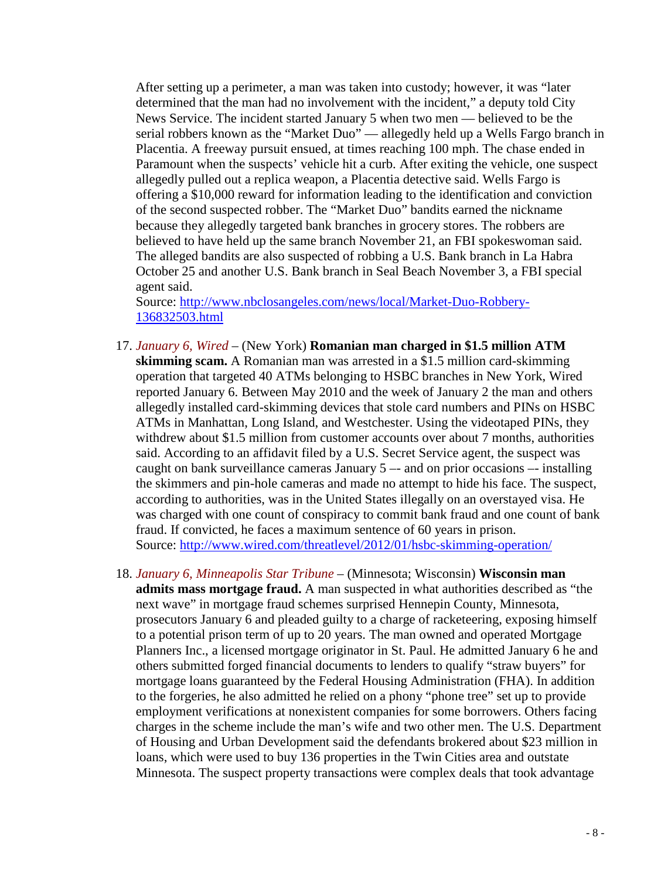After setting up a perimeter, a man was taken into custody; however, it was "later determined that the man had no involvement with the incident," a deputy told City News Service. The incident started January 5 when two men — believed to be the serial robbers known as the "Market Duo" — allegedly held up a Wells Fargo branch in Placentia. A freeway pursuit ensued, at times reaching 100 mph. The chase ended in Paramount when the suspects' vehicle hit a curb. After exiting the vehicle, one suspect allegedly pulled out a replica weapon, a Placentia detective said. Wells Fargo is offering a $10,000 reward for information leading to the identification and conviction of the second suspected robber. The "Market Duo" bandits earned the nickname because they allegedly targeted bank branches in grocery stores. The robbers are believed to have held up the same branch November 21, an FBI spokeswoman said. The alleged bandits are also suspected of robbing a U.S. Bank branch in La Habra October 25 and another U.S. Bank branch in Seal Beach November 3, a FBI special agent said.
Source: [http://www.nbclosangeles.com/news/local/Market-Duo-Robbery-136832503.html](http://www.nbclosangeles.com/news/local/Market-Duo-Robbery-136832503.html)

17. *January 6, Wired* – (New York) **Romanian man charged in $1.5 million ATM skimming scam.** A Romanian man was arrested in a $1.5 million card-skimming operation that targeted 40 ATMs belonging to HSBC branches in New York, Wired reported January 6. Between May 2010 and the week of January 2 the man and others allegedly installed card-skimming devices that stole card numbers and PINs on HSBC ATMs in Manhattan, Long Island, and Westchester. Using the videotaped PINs, they withdrew about $1.5 million from customer accounts over about 7 months, authorities said. According to an affidavit filed by a U.S. Secret Service agent, the suspect was caught on bank surveillance cameras January 5 –- and on prior occasions –- installing the skimmers and pin-hole cameras and made no attempt to hide his face. The suspect, according to authorities, was in the United States illegally on an overstayed visa. He was charged with one count of conspiracy to commit bank fraud and one count of bank fraud. If convicted, he faces a maximum sentence of 60 years in prison.
Source: [http://www.wired.com/threatlevel/2012/01/hsbc-skimming-operation/](http://www.wired.com/threatlevel/2012/01/hsbc-skimming-operation/)

18. *January 6, Minneapolis Star Tribune* – (Minnesota; Wisconsin) **Wisconsin man admits mass mortgage fraud.** A man suspected in what authorities described as "the next wave" in mortgage fraud schemes surprised Hennepin County, Minnesota, prosecutors January 6 and pleaded guilty to a charge of racketeering, exposing himself to a potential prison term of up to 20 years. The man owned and operated Mortgage Planners Inc., a licensed mortgage originator in St. Paul. He admitted January 6 he and others submitted forged financial documents to lenders to qualify "straw buyers" for mortgage loans guaranteed by the Federal Housing Administration (FHA). In addition to the forgeries, he also admitted he relied on a phony "phone tree" set up to provide employment verifications at nonexistent companies for some borrowers. Others facing charges in the scheme include the man's wife and two other men. The U.S. Department of Housing and Urban Development said the defendants brokered about $23 million in loans, which were used to buy 136 properties in the Twin Cities area and outstate Minnesota. The suspect property transactions were complex deals that took advantage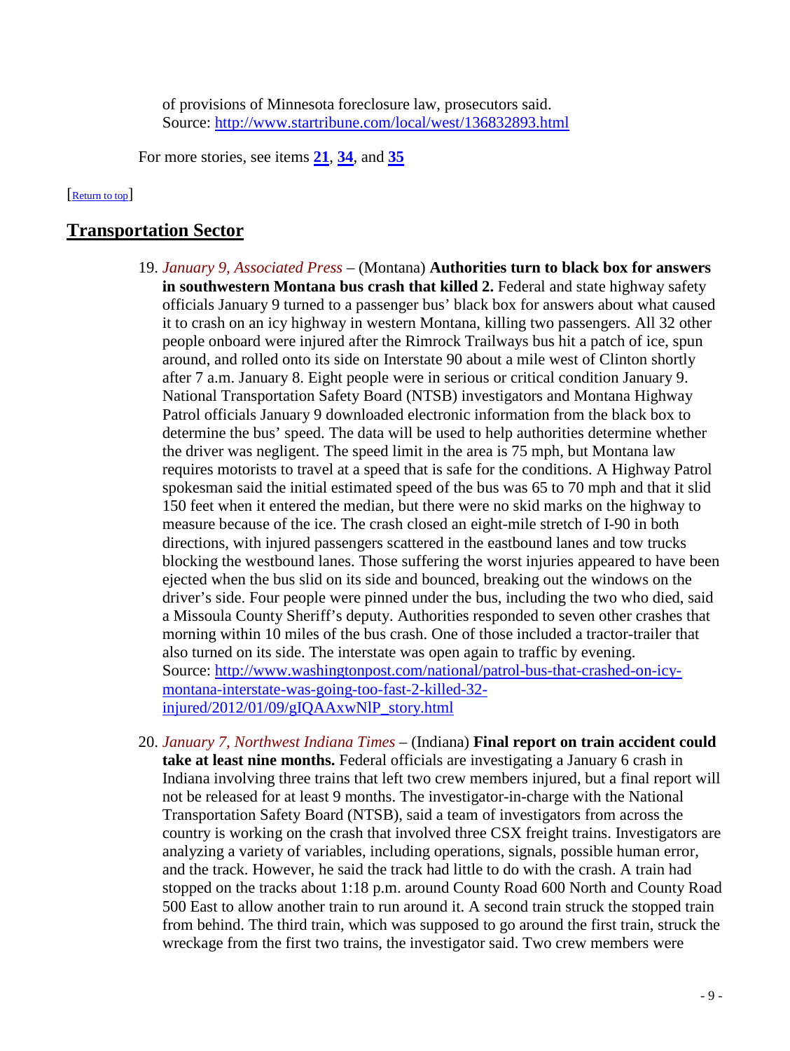of provisions of Minnesota foreclosure law, prosecutors said.
Source: http://www.startribune.com/local/west/136832893.html

For more stories, see items **21**, **34**, and **35**

[Return to top]

## Transportation Sector

19. *January 9, Associated Press* – (Montana) **Authorities turn to black box for answers in southwestern Montana bus crash that killed 2.** Federal and state highway safety officials January 9 turned to a passenger bus' black box for answers about what caused it to crash on an icy highway in western Montana, killing two passengers. All 32 other people onboard were injured after the Rimrock Trailways bus hit a patch of ice, spun around, and rolled onto its side on Interstate 90 about a mile west of Clinton shortly after 7 a.m. January 8. Eight people were in serious or critical condition January 9. National Transportation Safety Board (NTSB) investigators and Montana Highway Patrol officials January 9 downloaded electronic information from the black box to determine the bus' speed. The data will be used to help authorities determine whether the driver was negligent. The speed limit in the area is 75 mph, but Montana law requires motorists to travel at a speed that is safe for the conditions. A Highway Patrol spokesman said the initial estimated speed of the bus was 65 to 70 mph and that it slid 150 feet when it entered the median, but there were no skid marks on the highway to measure because of the ice. The crash closed an eight-mile stretch of I-90 in both directions, with injured passengers scattered in the eastbound lanes and tow trucks blocking the westbound lanes. Those suffering the worst injuries appeared to have been ejected when the bus slid on its side and bounced, breaking out the windows on the driver's side. Four people were pinned under the bus, including the two who died, said a Missoula County Sheriff's deputy. Authorities responded to seven other crashes that morning within 10 miles of the bus crash. One of those included a tractor-trailer that also turned on its side. The interstate was open again to traffic by evening.
Source: http://www.washingtonpost.com/national/patrol-bus-that-crashed-on-icy-montana-interstate-was-going-too-fast-2-killed-32-injured/2012/01/09/gIQAAxwNlP_story.html

20. *January 7, Northwest Indiana Times* – (Indiana) **Final report on train accident could take at least nine months.** Federal officials are investigating a January 6 crash in Indiana involving three trains that left two crew members injured, but a final report will not be released for at least 9 months. The investigator-in-charge with the National Transportation Safety Board (NTSB), said a team of investigators from across the country is working on the crash that involved three CSX freight trains. Investigators are analyzing a variety of variables, including operations, signals, possible human error, and the track. However, he said the track had little to do with the crash. A train had stopped on the tracks about 1:18 p.m. around County Road 600 North and County Road 500 East to allow another train to run around it. A second train struck the stopped train from behind. The third train, which was supposed to go around the first train, struck the wreckage from the first two trains, the investigator said. Two crew members were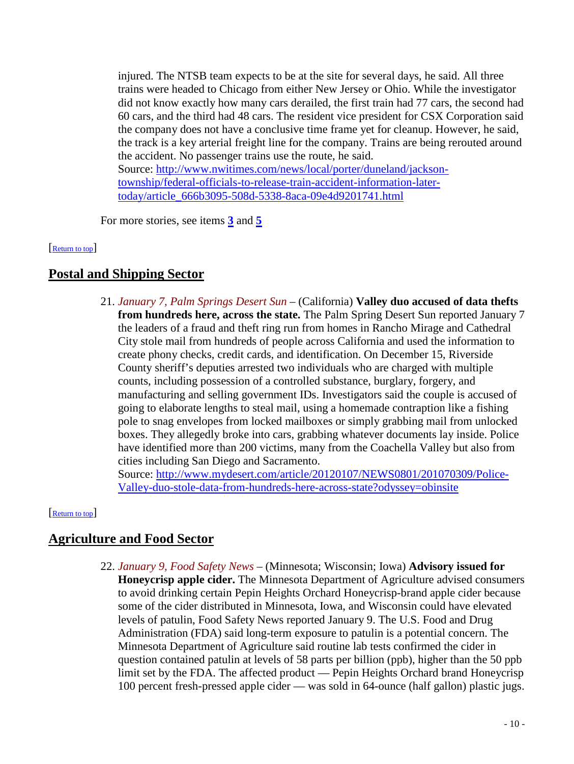injured. The NTSB team expects to be at the site for several days, he said. All three trains were headed to Chicago from either New Jersey or Ohio. While the investigator did not know exactly how many cars derailed, the first train had 77 cars, the second had 60 cars, and the third had 48 cars. The resident vice president for CSX Corporation said the company does not have a conclusive time frame yet for cleanup. However, he said, the track is a key arterial freight line for the company. Trains are being rerouted around the accident. No passenger trains use the route, he said.
Source: [http://www.nwitimes.com/news/local/porter/duneland/jackson-township/federal-officials-to-release-train-accident-information-later-today/article_666b3095-508d-5338-8aca-09e4d9201741.html](http://www.nwitimes.com/news/local/porter/duneland/jackson-township/federal-officials-to-release-train-accident-information-later-today/article_666b3095-508d-5338-8aca-09e4d9201741.html)

For more stories, see items **3** and **5**

[Return to top]

## Postal and Shipping Sector

21. *January 7, Palm Springs Desert Sun* – (California) **Valley duo accused of data thefts from hundreds here, across the state.** The Palm Spring Desert Sun reported January 7 the leaders of a fraud and theft ring run from homes in Rancho Mirage and Cathedral City stole mail from hundreds of people across California and used the information to create phony checks, credit cards, and identification. On December 15, Riverside County sheriff's deputies arrested two individuals who are charged with multiple counts, including possession of a controlled substance, burglary, forgery, and manufacturing and selling government IDs. Investigators said the couple is accused of going to elaborate lengths to steal mail, using a homemade contraption like a fishing pole to snag envelopes from locked mailboxes or simply grabbing mail from unlocked boxes. They allegedly broke into cars, grabbing whatever documents lay inside. Police have identified more than 200 victims, many from the Coachella Valley but also from cities including San Diego and Sacramento.
Source: [http://www.mydesert.com/article/20120107/NEWS0801/201070309/Police-Valley-duo-stole-data-from-hundreds-here-across-state?odyssey=obinsite](http://www.mydesert.com/article/20120107/NEWS0801/201070309/Police-Valley-duo-stole-data-from-hundreds-here-across-state?odyssey=obinsite)

[Return to top]

## Agriculture and Food Sector

22. *January 9, Food Safety News* – (Minnesota; Wisconsin; Iowa) **Advisory issued for Honeycrisp apple cider.** The Minnesota Department of Agriculture advised consumers to avoid drinking certain Pepin Heights Orchard Honeycrisp-brand apple cider because some of the cider distributed in Minnesota, Iowa, and Wisconsin could have elevated levels of patulin, Food Safety News reported January 9. The U.S. Food and Drug Administration (FDA) said long-term exposure to patulin is a potential concern. The Minnesota Department of Agriculture said routine lab tests confirmed the cider in question contained patulin at levels of 58 parts per billion (ppb), higher than the 50 ppb limit set by the FDA. The affected product — Pepin Heights Orchard brand Honeycrisp 100 percent fresh-pressed apple cider — was sold in 64-ounce (half gallon) plastic jugs.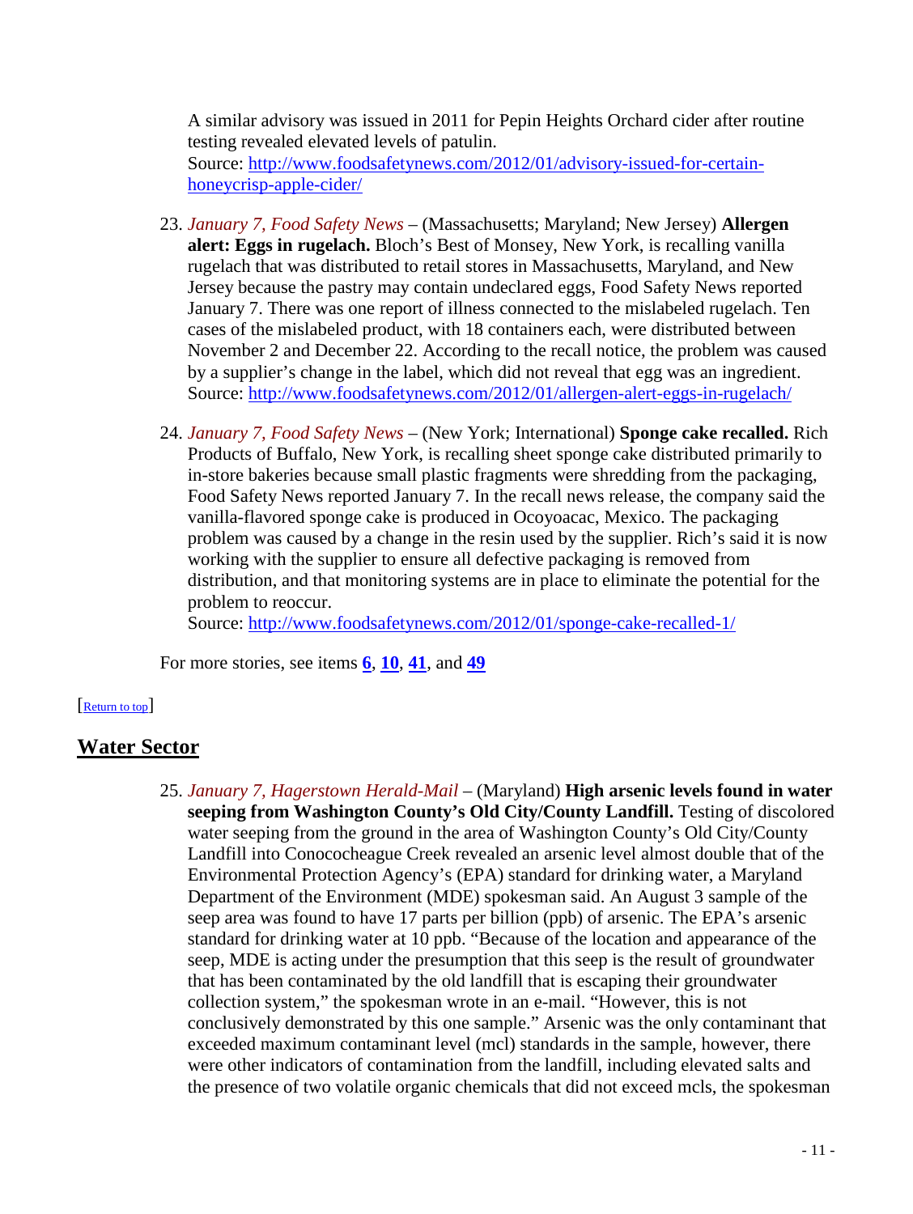A similar advisory was issued in 2011 for Pepin Heights Orchard cider after routine testing revealed elevated levels of patulin.
Source: http://www.foodsafetynews.com/2012/01/advisory-issued-for-certain-honeycrisp-apple-cider/

23. *January 7, Food Safety News* – (Massachusetts; Maryland; New Jersey) **Allergen alert: Eggs in rugelach.** Bloch's Best of Monsey, New York, is recalling vanilla rugelach that was distributed to retail stores in Massachusetts, Maryland, and New Jersey because the pastry may contain undeclared eggs, Food Safety News reported January 7. There was one report of illness connected to the mislabeled rugelach. Ten cases of the mislabeled product, with 18 containers each, were distributed between November 2 and December 22. According to the recall notice, the problem was caused by a supplier's change in the label, which did not reveal that egg was an ingredient.
Source: http://www.foodsafetynews.com/2012/01/allergen-alert-eggs-in-rugelach/

24. *January 7, Food Safety News* – (New York; International) **Sponge cake recalled.** Rich Products of Buffalo, New York, is recalling sheet sponge cake distributed primarily to in-store bakeries because small plastic fragments were shredding from the packaging, Food Safety News reported January 7. In the recall news release, the company said the vanilla-flavored sponge cake is produced in Ocoyoacac, Mexico. The packaging problem was caused by a change in the resin used by the supplier. Rich's said it is now working with the supplier to ensure all defective packaging is removed from distribution, and that monitoring systems are in place to eliminate the potential for the problem to reoccur.
Source: http://www.foodsafetynews.com/2012/01/sponge-cake-recalled-1/

For more stories, see items **6**, **10**, **41**, and **49**

[Return to top]

## Water Sector

25. *January 7, Hagerstown Herald-Mail* – (Maryland) **High arsenic levels found in water seeping from Washington County's Old City/County Landfill.** Testing of discolored water seeping from the ground in the area of Washington County's Old City/County Landfill into Conococheague Creek revealed an arsenic level almost double that of the Environmental Protection Agency's (EPA) standard for drinking water, a Maryland Department of the Environment (MDE) spokesman said. An August 3 sample of the seep area was found to have 17 parts per billion (ppb) of arsenic. The EPA's arsenic standard for drinking water at 10 ppb. "Because of the location and appearance of the seep, MDE is acting under the presumption that this seep is the result of groundwater that has been contaminated by the old landfill that is escaping their groundwater collection system," the spokesman wrote in an e-mail. "However, this is not conclusively demonstrated by this one sample." Arsenic was the only contaminant that exceeded maximum contaminant level (mcl) standards in the sample, however, there were other indicators of contamination from the landfill, including elevated salts and the presence of two volatile organic chemicals that did not exceed mcls, the spokesman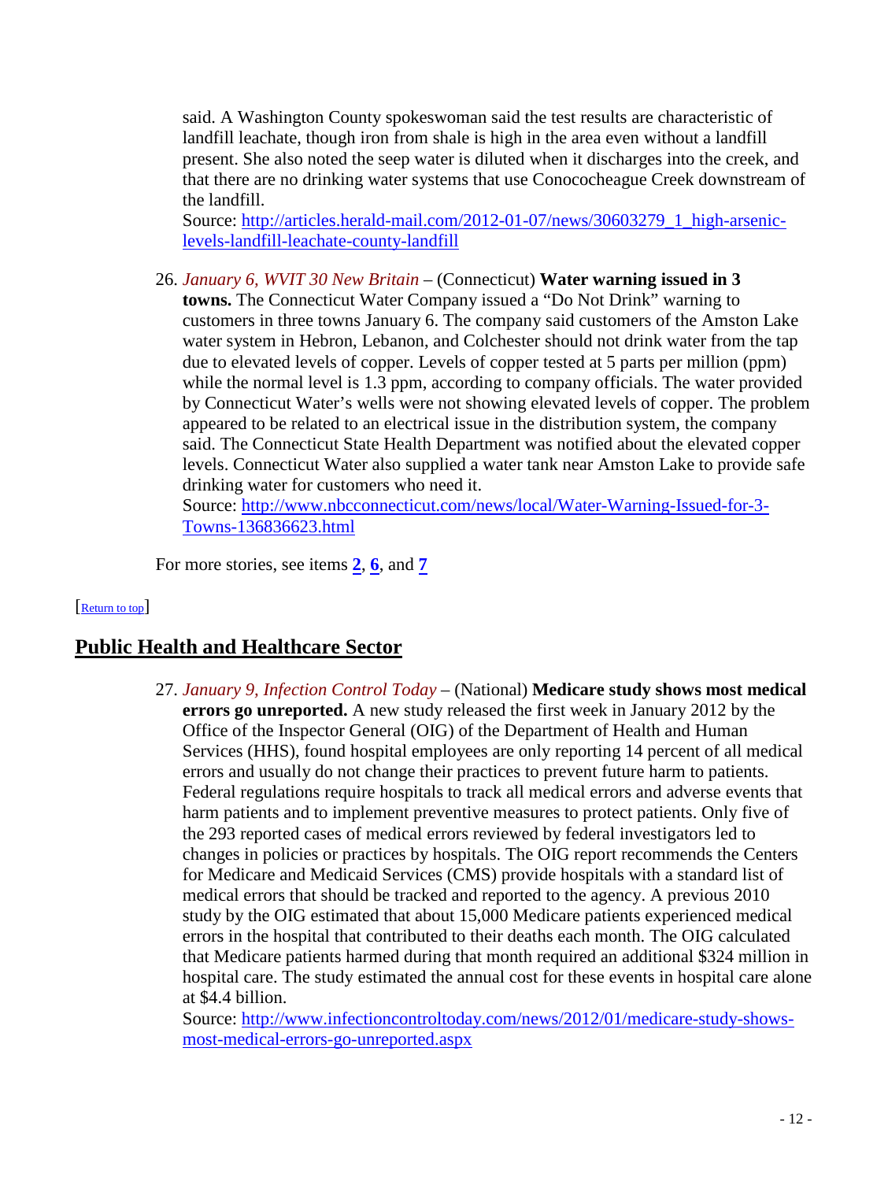said. A Washington County spokeswoman said the test results are characteristic of landfill leachate, though iron from shale is high in the area even without a landfill present. She also noted the seep water is diluted when it discharges into the creek, and that there are no drinking water systems that use Conococheague Creek downstream of the landfill.
Source: http://articles.herald-mail.com/2012-01-07/news/30603279_1_high-arsenic-levels-landfill-leachate-county-landfill

26. *January 6, WVIT 30 New Britain* – (Connecticut) **Water warning issued in 3 towns.** The Connecticut Water Company issued a "Do Not Drink" warning to customers in three towns January 6. The company said customers of the Amston Lake water system in Hebron, Lebanon, and Colchester should not drink water from the tap due to elevated levels of copper. Levels of copper tested at 5 parts per million (ppm) while the normal level is 1.3 ppm, according to company officials. The water provided by Connecticut Water's wells were not showing elevated levels of copper. The problem appeared to be related to an electrical issue in the distribution system, the company said. The Connecticut State Health Department was notified about the elevated copper levels. Connecticut Water also supplied a water tank near Amston Lake to provide safe drinking water for customers who need it.
Source: http://www.nbcconnecticut.com/news/local/Water-Warning-Issued-for-3-Towns-136836623.html

For more stories, see items **2**, **6**, and **7**

[Return to top]

## Public Health and Healthcare Sector

27. *January 9, Infection Control Today* – (National) **Medicare study shows most medical errors go unreported.** A new study released the first week in January 2012 by the Office of the Inspector General (OIG) of the Department of Health and Human Services (HHS), found hospital employees are only reporting 14 percent of all medical errors and usually do not change their practices to prevent future harm to patients. Federal regulations require hospitals to track all medical errors and adverse events that harm patients and to implement preventive measures to protect patients. Only five of the 293 reported cases of medical errors reviewed by federal investigators led to changes in policies or practices by hospitals. The OIG report recommends the Centers for Medicare and Medicaid Services (CMS) provide hospitals with a standard list of medical errors that should be tracked and reported to the agency. A previous 2010 study by the OIG estimated that about 15,000 Medicare patients experienced medical errors in the hospital that contributed to their deaths each month. The OIG calculated that Medicare patients harmed during that month required an additional $324 million in hospital care. The study estimated the annual cost for these events in hospital care alone at $4.4 billion.
Source: http://www.infectioncontroltoday.com/news/2012/01/medicare-study-shows-most-medical-errors-go-unreported.aspx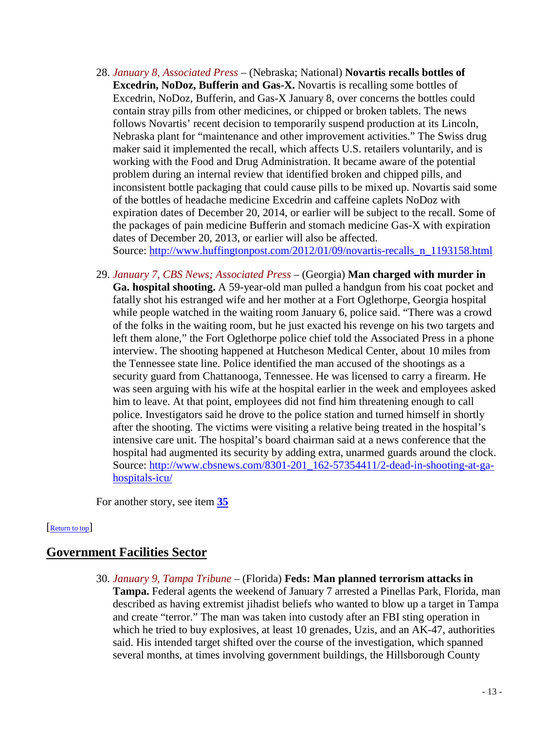28. *January 8, Associated Press* – (Nebraska; National) **Novartis recalls bottles of Excedrin, NoDoz, Bufferin and Gas-X.** Novartis is recalling some bottles of Excedrin, NoDoz, Bufferin, and Gas-X January 8, over concerns the bottles could contain stray pills from other medicines, or chipped or broken tablets. The news follows Novartis' recent decision to temporarily suspend production at its Lincoln, Nebraska plant for "maintenance and other improvement activities." The Swiss drug maker said it implemented the recall, which affects U.S. retailers voluntarily, and is working with the Food and Drug Administration. It became aware of the potential problem during an internal review that identified broken and chipped pills, and inconsistent bottle packaging that could cause pills to be mixed up. Novartis said some of the bottles of headache medicine Excedrin and caffeine caplets NoDoz with expiration dates of December 20, 2014, or earlier will be subject to the recall. Some of the packages of pain medicine Bufferin and stomach medicine Gas-X with expiration dates of December 20, 2013, or earlier will also be affected.
Source: http://www.huffingtonpost.com/2012/01/09/novartis-recalls_n_1193158.html

29. *January 7, CBS News; Associated Press* – (Georgia) **Man charged with murder in Ga. hospital shooting.** A 59-year-old man pulled a handgun from his coat pocket and fatally shot his estranged wife and her mother at a Fort Oglethorpe, Georgia hospital while people watched in the waiting room January 6, police said. "There was a crowd of the folks in the waiting room, but he just exacted his revenge on his two targets and left them alone," the Fort Oglethorpe police chief told the Associated Press in a phone interview. The shooting happened at Hutcheson Medical Center, about 10 miles from the Tennessee state line. Police identified the man accused of the shootings as a security guard from Chattanooga, Tennessee. He was licensed to carry a firearm. He was seen arguing with his wife at the hospital earlier in the week and employees asked him to leave. At that point, employees did not find him threatening enough to call police. Investigators said he drove to the police station and turned himself in shortly after the shooting. The victims were visiting a relative being treated in the hospital's intensive care unit. The hospital's board chairman said at a news conference that the hospital had augmented its security by adding extra, unarmed guards around the clock.
Source: http://www.cbsnews.com/8301-201_162-57354411/2-dead-in-shooting-at-ga-hospitals-icu/

For another story, see item **35**

[Return to top]

## Government Facilities Sector

30. *January 9, Tampa Tribune* – (Florida) **Feds: Man planned terrorism attacks in Tampa.** Federal agents the weekend of January 7 arrested a Pinellas Park, Florida, man described as having extremist jihadist beliefs who wanted to blow up a target in Tampa and create "terror." The man was taken into custody after an FBI sting operation in which he tried to buy explosives, at least 10 grenades, Uzis, and an AK-47, authorities said. His intended target shifted over the course of the investigation, which spanned several months, at times involving government buildings, the Hillsborough County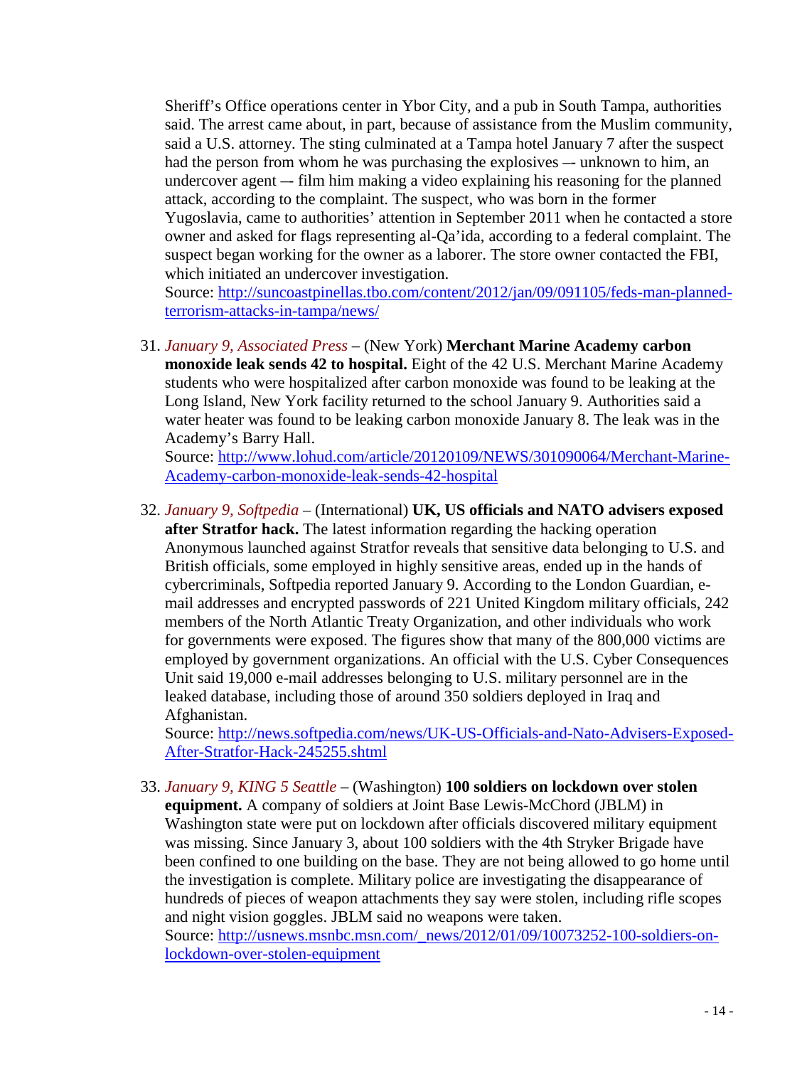Sheriff's Office operations center in Ybor City, and a pub in South Tampa, authorities said. The arrest came about, in part, because of assistance from the Muslim community, said a U.S. attorney. The sting culminated at a Tampa hotel January 7 after the suspect had the person from whom he was purchasing the explosives –- unknown to him, an undercover agent –- film him making a video explaining his reasoning for the planned attack, according to the complaint. The suspect, who was born in the former Yugoslavia, came to authorities' attention in September 2011 when he contacted a store owner and asked for flags representing al-Qa'ida, according to a federal complaint. The suspect began working for the owner as a laborer. The store owner contacted the FBI, which initiated an undercover investigation.
Source: http://suncoastpinellas.tbo.com/content/2012/jan/09/091105/feds-man-planned-terrorism-attacks-in-tampa/news/

31. *January 9, Associated Press* – (New York) **Merchant Marine Academy carbon monoxide leak sends 42 to hospital.** Eight of the 42 U.S. Merchant Marine Academy students who were hospitalized after carbon monoxide was found to be leaking at the Long Island, New York facility returned to the school January 9. Authorities said a water heater was found to be leaking carbon monoxide January 8. The leak was in the Academy's Barry Hall.
Source: http://www.lohud.com/article/20120109/NEWS/301090064/Merchant-Marine-Academy-carbon-monoxide-leak-sends-42-hospital

32. *January 9, Softpedia* – (International) **UK, US officials and NATO advisers exposed after Stratfor hack.** The latest information regarding the hacking operation Anonymous launched against Stratfor reveals that sensitive data belonging to U.S. and British officials, some employed in highly sensitive areas, ended up in the hands of cybercriminals, Softpedia reported January 9. According to the London Guardian, e-mail addresses and encrypted passwords of 221 United Kingdom military officials, 242 members of the North Atlantic Treaty Organization, and other individuals who work for governments were exposed. The figures show that many of the 800,000 victims are employed by government organizations. An official with the U.S. Cyber Consequences Unit said 19,000 e-mail addresses belonging to U.S. military personnel are in the leaked database, including those of around 350 soldiers deployed in Iraq and Afghanistan.
Source: http://news.softpedia.com/news/UK-US-Officials-and-Nato-Advisers-Exposed-After-Stratfor-Hack-245255.shtml

33. *January 9, KING 5 Seattle* – (Washington) **100 soldiers on lockdown over stolen equipment.** A company of soldiers at Joint Base Lewis-McChord (JBLM) in Washington state were put on lockdown after officials discovered military equipment was missing. Since January 3, about 100 soldiers with the 4th Stryker Brigade have been confined to one building on the base. They are not being allowed to go home until the investigation is complete. Military police are investigating the disappearance of hundreds of pieces of weapon attachments they say were stolen, including rifle scopes and night vision goggles. JBLM said no weapons were taken.
Source: http://usnews.msnbc.msn.com/_news/2012/01/09/10073252-100-soldiers-on-lockdown-over-stolen-equipment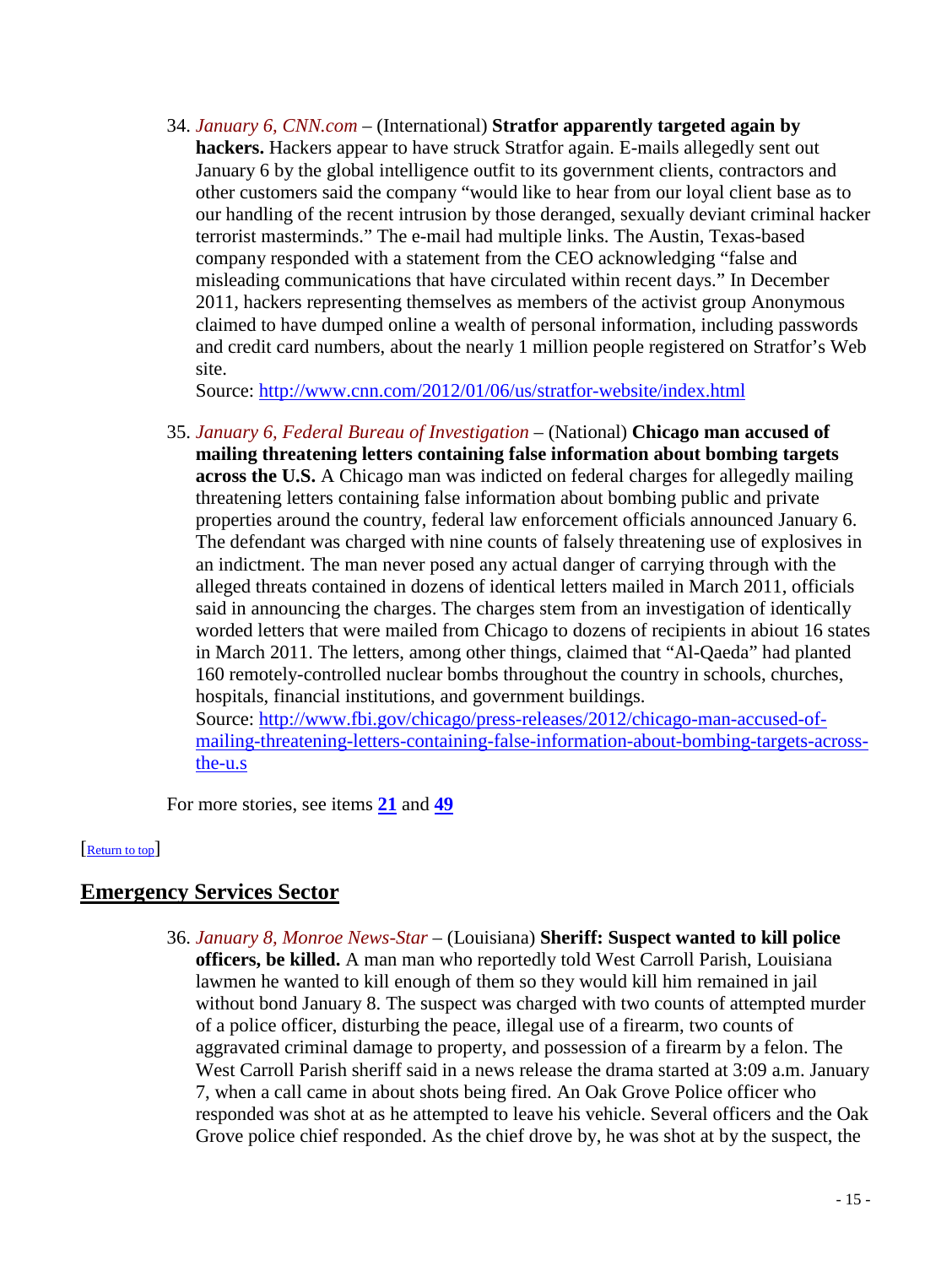34. *January 6, CNN.com* – (International) **Stratfor apparently targeted again by hackers.** Hackers appear to have struck Stratfor again. E-mails allegedly sent out January 6 by the global intelligence outfit to its government clients, contractors and other customers said the company "would like to hear from our loyal client base as to our handling of the recent intrusion by those deranged, sexually deviant criminal hacker terrorist masterminds." The e-mail had multiple links. The Austin, Texas-based company responded with a statement from the CEO acknowledging "false and misleading communications that have circulated within recent days." In December 2011, hackers representing themselves as members of the activist group Anonymous claimed to have dumped online a wealth of personal information, including passwords and credit card numbers, about the nearly 1 million people registered on Stratfor's Web site.
Source: [http://www.cnn.com/2012/01/06/us/stratfor-website/index.html](http://www.cnn.com/2012/01/06/us/stratfor-website/index.html)

35. *January 6, Federal Bureau of Investigation* – (National) **Chicago man accused of mailing threatening letters containing false information about bombing targets across the U.S.** A Chicago man was indicted on federal charges for allegedly mailing threatening letters containing false information about bombing public and private properties around the country, federal law enforcement officials announced January 6. The defendant was charged with nine counts of falsely threatening use of explosives in an indictment. The man never posed any actual danger of carrying through with the alleged threats contained in dozens of identical letters mailed in March 2011, officials said in announcing the charges. The charges stem from an investigation of identically worded letters that were mailed from Chicago to dozens of recipients in abiout 16 states in March 2011. The letters, among other things, claimed that "Al-Qaeda" had planted 160 remotely-controlled nuclear bombs throughout the country in schools, churches, hospitals, financial institutions, and government buildings.
Source: [http://www.fbi.gov/chicago/press-releases/2012/chicago-man-accused-of-mailing-threatening-letters-containing-false-information-about-bombing-targets-across-the-u.s](http://www.fbi.gov/chicago/press-releases/2012/chicago-man-accused-of-mailing-threatening-letters-containing-false-information-about-bombing-targets-across-the-u.s)

For more stories, see items **21** and **49**

[Return to top]

## Emergency Services Sector

36. *January 8, Monroe News-Star* – (Louisiana) **Sheriff: Suspect wanted to kill police officers, be killed.** A man man who reportedly told West Carroll Parish, Louisiana lawmen he wanted to kill enough of them so they would kill him remained in jail without bond January 8. The suspect was charged with two counts of attempted murder of a police officer, disturbing the peace, illegal use of a firearm, two counts of aggravated criminal damage to property, and possession of a firearm by a felon. The West Carroll Parish sheriff said in a news release the drama started at 3:09 a.m. January 7, when a call came in about shots being fired. An Oak Grove Police officer who responded was shot at as he attempted to leave his vehicle. Several officers and the Oak Grove police chief responded. As the chief drove by, he was shot at by the suspect, the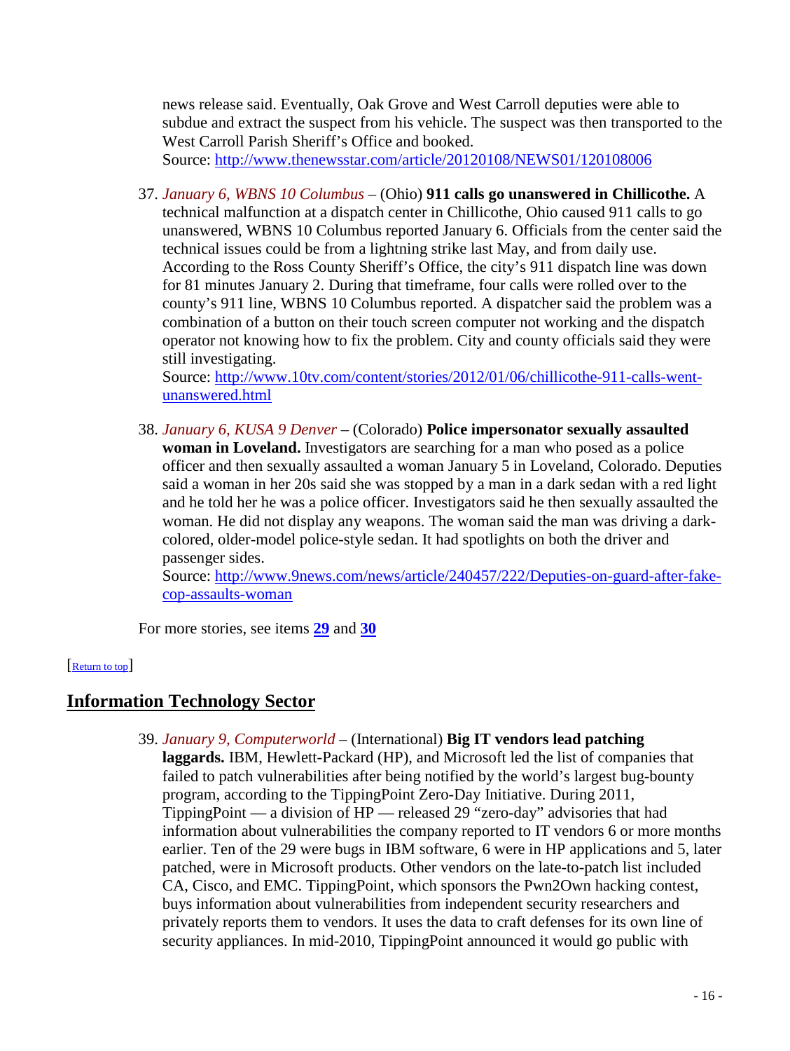news release said. Eventually, Oak Grove and West Carroll deputies were able to subdue and extract the suspect from his vehicle. The suspect was then transported to the West Carroll Parish Sheriff's Office and booked.
Source: http://www.thenewsstar.com/article/20120108/NEWS01/120108006

37. *January 6, WBNS 10 Columbus* – (Ohio) **911 calls go unanswered in Chillicothe.** A technical malfunction at a dispatch center in Chillicothe, Ohio caused 911 calls to go unanswered, WBNS 10 Columbus reported January 6. Officials from the center said the technical issues could be from a lightning strike last May, and from daily use. According to the Ross County Sheriff's Office, the city's 911 dispatch line was down for 81 minutes January 2. During that timeframe, four calls were rolled over to the county's 911 line, WBNS 10 Columbus reported. A dispatcher said the problem was a combination of a button on their touch screen computer not working and the dispatch operator not knowing how to fix the problem. City and county officials said they were still investigating.
Source: http://www.10tv.com/content/stories/2012/01/06/chillicothe-911-calls-went-unanswered.html

38. *January 6, KUSA 9 Denver* – (Colorado) **Police impersonator sexually assaulted woman in Loveland.** Investigators are searching for a man who posed as a police officer and then sexually assaulted a woman January 5 in Loveland, Colorado. Deputies said a woman in her 20s said she was stopped by a man in a dark sedan with a red light and he told her he was a police officer. Investigators said he then sexually assaulted the woman. He did not display any weapons. The woman said the man was driving a dark-colored, older-model police-style sedan. It had spotlights on both the driver and passenger sides.
Source: http://www.9news.com/news/article/240457/222/Deputies-on-guard-after-fake-cop-assaults-woman

For more stories, see items **29** and **30**

[Return to top]

## Information Technology Sector

39. *January 9, Computerworld* – (International) **Big IT vendors lead patching laggards.** IBM, Hewlett-Packard (HP), and Microsoft led the list of companies that failed to patch vulnerabilities after being notified by the world's largest bug-bounty program, according to the TippingPoint Zero-Day Initiative. During 2011, TippingPoint — a division of HP — released 29 "zero-day" advisories that had information about vulnerabilities the company reported to IT vendors 6 or more months earlier. Ten of the 29 were bugs in IBM software, 6 were in HP applications and 5, later patched, were in Microsoft products. Other vendors on the late-to-patch list included CA, Cisco, and EMC. TippingPoint, which sponsors the Pwn2Own hacking contest, buys information about vulnerabilities from independent security researchers and privately reports them to vendors. It uses the data to craft defenses for its own line of security appliances. In mid-2010, TippingPoint announced it would go public with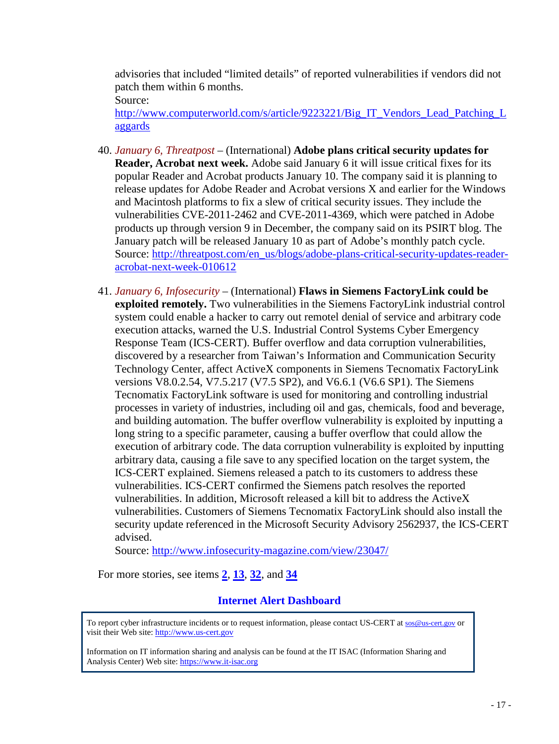advisories that included "limited details" of reported vulnerabilities if vendors did not patch them within 6 months.
Source:
http://www.computerworld.com/s/article/9223221/Big_IT_Vendors_Lead_Patching_Laggards

40. *January 6, Threatpost* – (International) **Adobe plans critical security updates for Reader, Acrobat next week.** Adobe said January 6 it will issue critical fixes for its popular Reader and Acrobat products January 10. The company said it is planning to release updates for Adobe Reader and Acrobat versions X and earlier for the Windows and Macintosh platforms to fix a slew of critical security issues. They include the vulnerabilities CVE-2011-2462 and CVE-2011-4369, which were patched in Adobe products up through version 9 in December, the company said on its PSIRT blog. The January patch will be released January 10 as part of Adobe's monthly patch cycle.
Source: http://threatpost.com/en_us/blogs/adobe-plans-critical-security-updates-reader-acrobat-next-week-010612

41. *January 6, Infosecurity* – (International) **Flaws in Siemens FactoryLink could be exploited remotely.** Two vulnerabilities in the Siemens FactoryLink industrial control system could enable a hacker to carry out remotel denial of service and arbitrary code execution attacks, warned the U.S. Industrial Control Systems Cyber Emergency Response Team (ICS-CERT). Buffer overflow and data corruption vulnerabilities, discovered by a researcher from Taiwan's Information and Communication Security Technology Center, affect ActiveX components in Siemens Tecnomatix FactoryLink versions V8.0.2.54, V7.5.217 (V7.5 SP2), and V6.6.1 (V6.6 SP1). The Siemens Tecnomatix FactoryLink software is used for monitoring and controlling industrial processes in variety of industries, including oil and gas, chemicals, food and beverage, and building automation. The buffer overflow vulnerability is exploited by inputting a long string to a specific parameter, causing a buffer overflow that could allow the execution of arbitrary code. The data corruption vulnerability is exploited by inputting arbitrary data, causing a file save to any specified location on the target system, the ICS-CERT explained. Siemens released a patch to its customers to address these vulnerabilities. ICS-CERT confirmed the Siemens patch resolves the reported vulnerabilities. In addition, Microsoft released a kill bit to address the ActiveX vulnerabilities. Customers of Siemens Tecnomatix FactoryLink should also install the security update referenced in the Microsoft Security Advisory 2562937, the ICS-CERT advised.
Source: http://www.infosecurity-magazine.com/view/23047/

For more stories, see items **2**, **13**, **32**, and **34**

## Internet Alert Dashboard

To report cyber infrastructure incidents or to request information, please contact US-CERT at sos@us-cert.gov or visit their Web site: http://www.us-cert.gov

Information on IT information sharing and analysis can be found at the IT ISAC (Information Sharing and Analysis Center) Web site: https://www.it-isac.org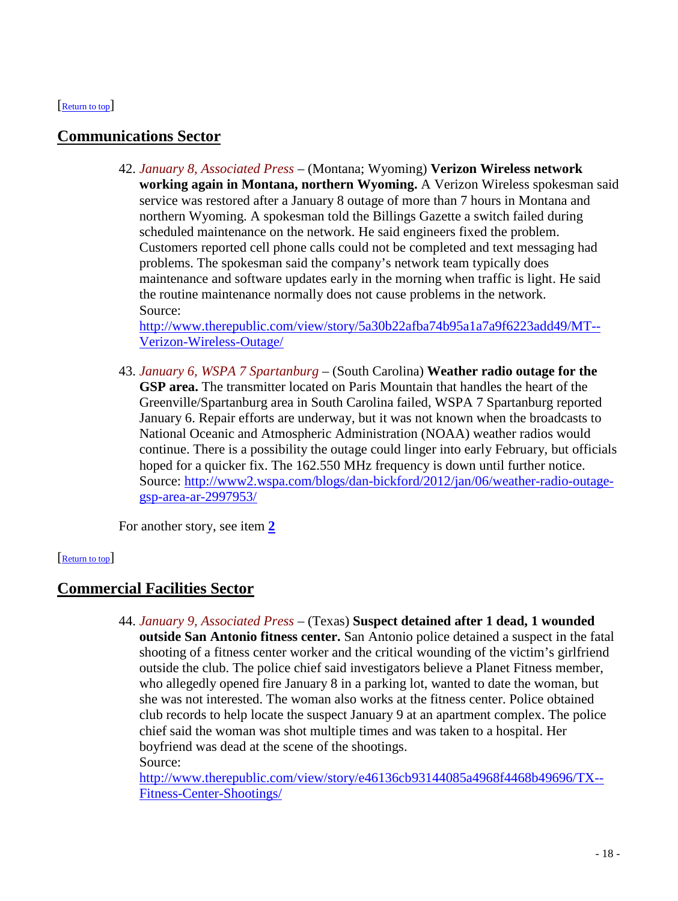[Return to top]

## Communications Sector

42. *January 8, Associated Press* – (Montana; Wyoming) **Verizon Wireless network working again in Montana, northern Wyoming.** A Verizon Wireless spokesman said service was restored after a January 8 outage of more than 7 hours in Montana and northern Wyoming. A spokesman told the Billings Gazette a switch failed during scheduled maintenance on the network. He said engineers fixed the problem. Customers reported cell phone calls could not be completed and text messaging had problems. The spokesman said the company's network team typically does maintenance and software updates early in the morning when traffic is light. He said the routine maintenance normally does not cause problems in the network.
Source:
http://www.therepublic.com/view/story/5a30b22afba74b95a1a7a9f6223add49/MT--Verizon-Wireless-Outage/

43. *January 6, WSPA 7 Spartanburg* – (South Carolina) **Weather radio outage for the GSP area.** The transmitter located on Paris Mountain that handles the heart of the Greenville/Spartanburg area in South Carolina failed, WSPA 7 Spartanburg reported January 6. Repair efforts are underway, but it was not known when the broadcasts to National Oceanic and Atmospheric Administration (NOAA) weather radios would continue. There is a possibility the outage could linger into early February, but officials hoped for a quicker fix. The 162.550 MHz frequency is down until further notice.
Source: http://www2.wspa.com/blogs/dan-bickford/2012/jan/06/weather-radio-outage-gsp-area-ar-2997953/

For another story, see item **2**

[Return to top]

## Commercial Facilities Sector

44. *January 9, Associated Press* – (Texas) **Suspect detained after 1 dead, 1 wounded outside San Antonio fitness center.** San Antonio police detained a suspect in the fatal shooting of a fitness center worker and the critical wounding of the victim's girlfriend outside the club. The police chief said investigators believe a Planet Fitness member, who allegedly opened fire January 8 in a parking lot, wanted to date the woman, but she was not interested. The woman also works at the fitness center. Police obtained club records to help locate the suspect January 9 at an apartment complex. The police chief said the woman was shot multiple times and was taken to a hospital. Her boyfriend was dead at the scene of the shootings.
Source:
http://www.therepublic.com/view/story/e46136cb93144085a4968f4468b49696/TX--Fitness-Center-Shootings/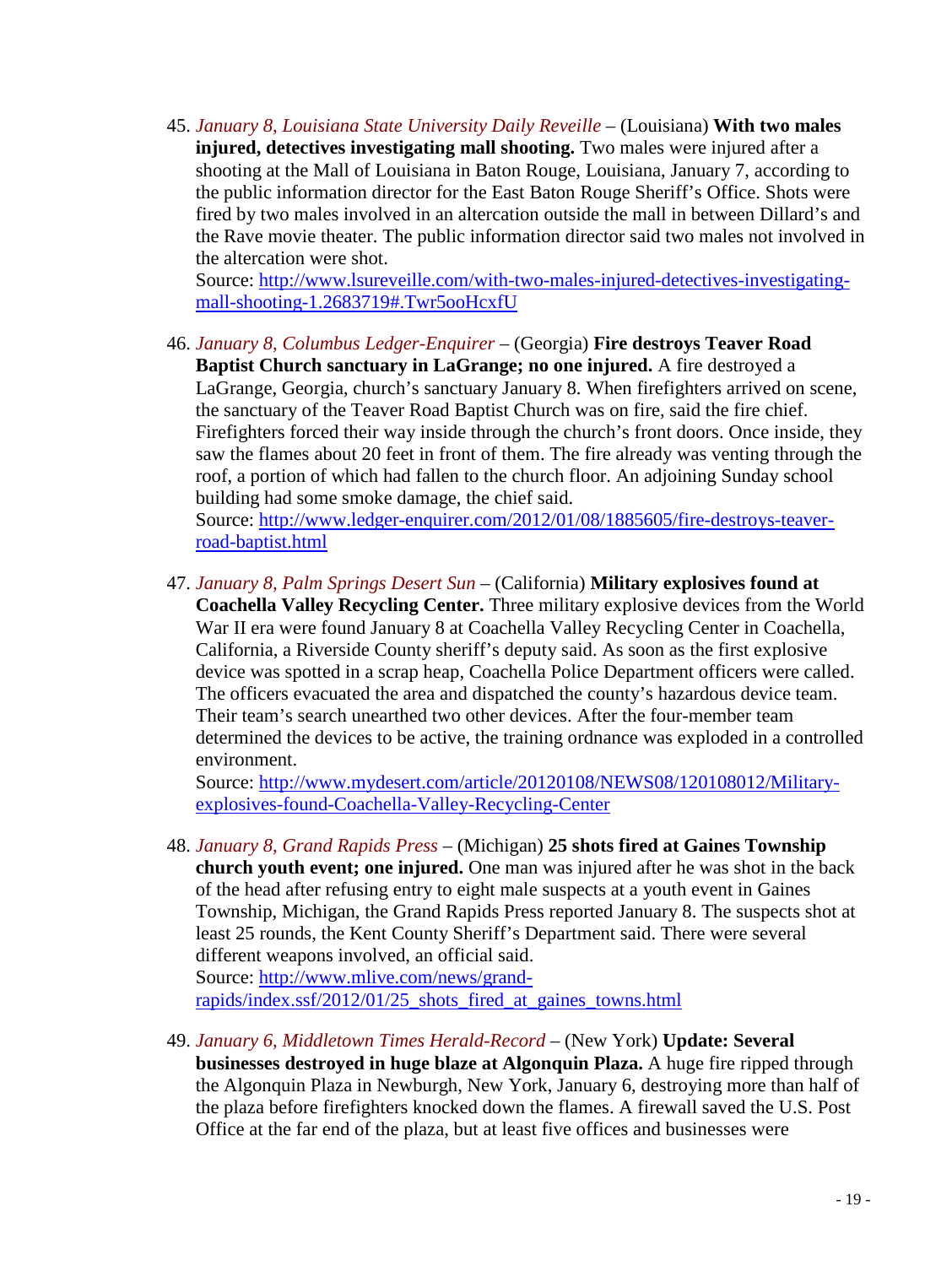45. *January 8, Louisiana State University Daily Reveille* – (Louisiana) **With two males injured, detectives investigating mall shooting.** Two males were injured after a shooting at the Mall of Louisiana in Baton Rouge, Louisiana, January 7, according to the public information director for the East Baton Rouge Sheriff's Office. Shots were fired by two males involved in an altercation outside the mall in between Dillard's and the Rave movie theater. The public information director said two males not involved in the altercation were shot.
Source: [http://www.lsureveille.com/with-two-males-injured-detectives-investigating-mall-shooting-1.2683719#.Twr5ooHcxfU](http://www.lsureveille.com/with-two-males-injured-detectives-investigating-mall-shooting-1.2683719#.Twr5ooHcxfU)

46. *January 8, Columbus Ledger-Enquirer* – (Georgia) **Fire destroys Teaver Road Baptist Church sanctuary in LaGrange; no one injured.** A fire destroyed a LaGrange, Georgia, church's sanctuary January 8. When firefighters arrived on scene, the sanctuary of the Teaver Road Baptist Church was on fire, said the fire chief. Firefighters forced their way inside through the church's front doors. Once inside, they saw the flames about 20 feet in front of them. The fire already was venting through the roof, a portion of which had fallen to the church floor. An adjoining Sunday school building had some smoke damage, the chief said.
Source: [http://www.ledger-enquirer.com/2012/01/08/1885605/fire-destroys-teaver-road-baptist.html](http://www.ledger-enquirer.com/2012/01/08/1885605/fire-destroys-teaver-road-baptist.html)

47. *January 8, Palm Springs Desert Sun* – (California) **Military explosives found at Coachella Valley Recycling Center.** Three military explosive devices from the World War II era were found January 8 at Coachella Valley Recycling Center in Coachella, California, a Riverside County sheriff's deputy said. As soon as the first explosive device was spotted in a scrap heap, Coachella Police Department officers were called. The officers evacuated the area and dispatched the county's hazardous device team. Their team's search unearthed two other devices. After the four-member team determined the devices to be active, the training ordnance was exploded in a controlled environment.
Source: [http://www.mydesert.com/article/20120108/NEWS08/120108012/Military-explosives-found-Coachella-Valley-Recycling-Center](http://www.mydesert.com/article/20120108/NEWS08/120108012/Military-explosives-found-Coachella-Valley-Recycling-Center)

48. *January 8, Grand Rapids Press* – (Michigan) **25 shots fired at Gaines Township church youth event; one injured.** One man was injured after he was shot in the back of the head after refusing entry to eight male suspects at a youth event in Gaines Township, Michigan, the Grand Rapids Press reported January 8. The suspects shot at least 25 rounds, the Kent County Sheriff's Department said. There were several different weapons involved, an official said.
Source: [http://www.mlive.com/news/grand-rapids/index.ssf/2012/01/25_shots_fired_at_gaines_towns.html](http://www.mlive.com/news/grand-rapids/index.ssf/2012/01/25_shots_fired_at_gaines_towns.html)

49. *January 6, Middletown Times Herald-Record* – (New York) **Update: Several businesses destroyed in huge blaze at Algonquin Plaza.** A huge fire ripped through the Algonquin Plaza in Newburgh, New York, January 6, destroying more than half of the plaza before firefighters knocked down the flames. A firewall saved the U.S. Post Office at the far end of the plaza, but at least five offices and businesses were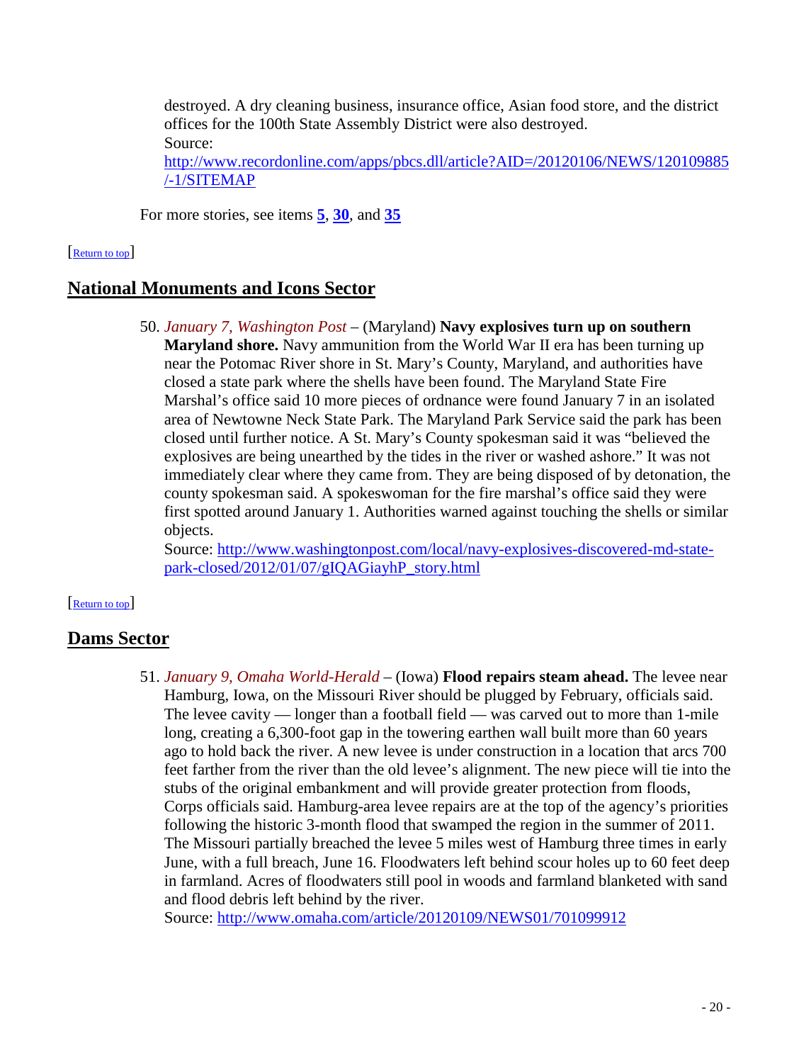destroyed. A dry cleaning business, insurance office, Asian food store, and the district offices for the 100th State Assembly District were also destroyed.
Source: http://www.recordonline.com/apps/pbcs.dll/article?AID=/20120106/NEWS/120109885/-1/SITEMAP

For more stories, see items **5**, **30**, and **35**

[Return to top]

## National Monuments and Icons Sector

50. *January 7, Washington Post* – (Maryland) **Navy explosives turn up on southern Maryland shore.** Navy ammunition from the World War II era has been turning up near the Potomac River shore in St. Mary's County, Maryland, and authorities have closed a state park where the shells have been found. The Maryland State Fire Marshal's office said 10 more pieces of ordnance were found January 7 in an isolated area of Newtowne Neck State Park. The Maryland Park Service said the park has been closed until further notice. A St. Mary's County spokesman said it was "believed the explosives are being unearthed by the tides in the river or washed ashore." It was not immediately clear where they came from. They are being disposed of by detonation, the county spokesman said. A spokeswoman for the fire marshal's office said they were first spotted around January 1. Authorities warned against touching the shells or similar objects.
Source: http://www.washingtonpost.com/local/navy-explosives-discovered-md-state-park-closed/2012/01/07/gIQAGiayhP_story.html

[Return to top]

## Dams Sector

51. *January 9, Omaha World-Herald* – (Iowa) **Flood repairs steam ahead.** The levee near Hamburg, Iowa, on the Missouri River should be plugged by February, officials said. The levee cavity — longer than a football field — was carved out to more than 1-mile long, creating a 6,300-foot gap in the towering earthen wall built more than 60 years ago to hold back the river. A new levee is under construction in a location that arcs 700 feet farther from the river than the old levee's alignment. The new piece will tie into the stubs of the original embankment and will provide greater protection from floods, Corps officials said. Hamburg-area levee repairs are at the top of the agency's priorities following the historic 3-month flood that swamped the region in the summer of 2011. The Missouri partially breached the levee 5 miles west of Hamburg three times in early June, with a full breach, June 16. Floodwaters left behind scour holes up to 60 feet deep in farmland. Acres of floodwaters still pool in woods and farmland blanketed with sand and flood debris left behind by the river.
Source: http://www.omaha.com/article/20120109/NEWS01/701099912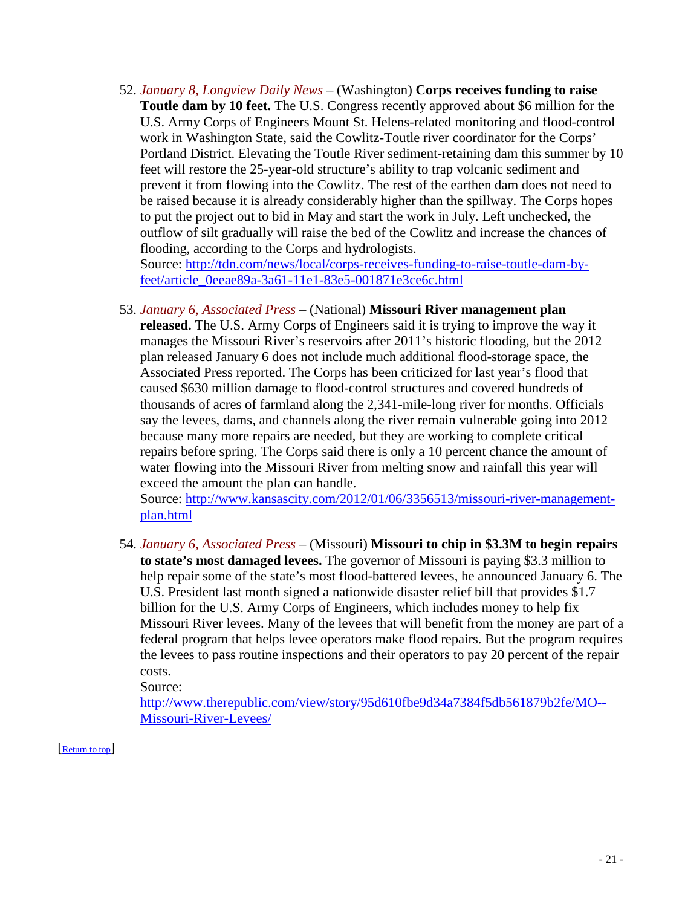52. *January 8, Longview Daily News* – (Washington) **Corps receives funding to raise Toutle dam by 10 feet.** The U.S. Congress recently approved about $6 million for the U.S. Army Corps of Engineers Mount St. Helens-related monitoring and flood-control work in Washington State, said the Cowlitz-Toutle river coordinator for the Corps' Portland District. Elevating the Toutle River sediment-retaining dam this summer by 10 feet will restore the 25-year-old structure's ability to trap volcanic sediment and prevent it from flowing into the Cowlitz. The rest of the earthen dam does not need to be raised because it is already considerably higher than the spillway. The Corps hopes to put the project out to bid in May and start the work in July. Left unchecked, the outflow of silt gradually will raise the bed of the Cowlitz and increase the chances of flooding, according to the Corps and hydrologists.
Source: [http://tdn.com/news/local/corps-receives-funding-to-raise-toutle-dam-by-feet/article_0eeae89a-3a61-11e1-83e5-001871e3ce6c.html](http://tdn.com/news/local/corps-receives-funding-to-raise-toutle-dam-by-feet/article_0eeae89a-3a61-11e1-83e5-001871e3ce6c.html)

53. *January 6, Associated Press* – (National) **Missouri River management plan released.** The U.S. Army Corps of Engineers said it is trying to improve the way it manages the Missouri River's reservoirs after 2011's historic flooding, but the 2012 plan released January 6 does not include much additional flood-storage space, the Associated Press reported. The Corps has been criticized for last year's flood that caused $630 million damage to flood-control structures and covered hundreds of thousands of acres of farmland along the 2,341-mile-long river for months. Officials say the levees, dams, and channels along the river remain vulnerable going into 2012 because many more repairs are needed, but they are working to complete critical repairs before spring. The Corps said there is only a 10 percent chance the amount of water flowing into the Missouri River from melting snow and rainfall this year will exceed the amount the plan can handle.
Source: [http://www.kansascity.com/2012/01/06/3356513/missouri-river-management-plan.html](http://www.kansascity.com/2012/01/06/3356513/missouri-river-management-plan.html)

54. *January 6, Associated Press* – (Missouri) **Missouri to chip in $3.3M to begin repairs to state's most damaged levees.** The governor of Missouri is paying $3.3 million to help repair some of the state's most flood-battered levees, he announced January 6. The U.S. President last month signed a nationwide disaster relief bill that provides $1.7 billion for the U.S. Army Corps of Engineers, which includes money to help fix Missouri River levees. Many of the levees that will benefit from the money are part of a federal program that helps levee operators make flood repairs. But the program requires the levees to pass routine inspections and their operators to pay 20 percent of the repair costs.
Source:
[http://www.therepublic.com/view/story/95d610fbe9d34a7384f5db561879b2fe/MO--Missouri-River-Levees/](http://www.therepublic.com/view/story/95d610fbe9d34a7384f5db561879b2fe/MO--Missouri-River-Levees/)

[Return to top]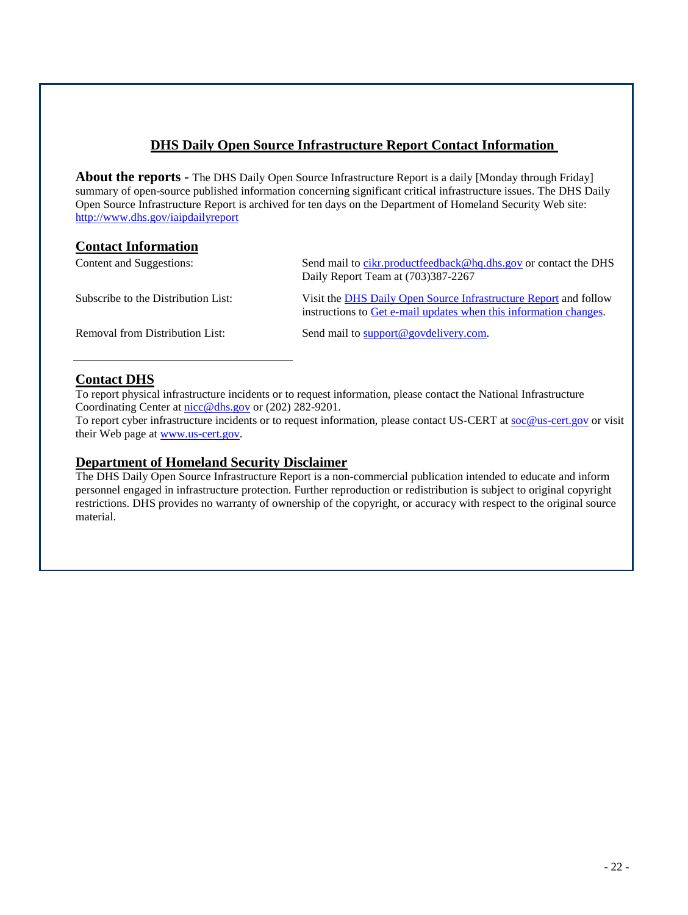## DHS Daily Open Source Infrastructure Report Contact Information

**About the reports -** The DHS Daily Open Source Infrastructure Report is a daily [Monday through Friday] summary of open-source published information concerning significant critical infrastructure issues. The DHS Daily Open Source Infrastructure Report is archived for ten days on the Department of Homeland Security Web site: http://www.dhs.gov/iaipdailyreport

### Contact Information

| | |
|---|---|
| Content and Suggestions: | Send mail to cikr.productfeedback@hq.dhs.gov or contact the DHS Daily Report Team at (703)387-2267 |
| Subscribe to the Distribution List: | Visit the DHS Daily Open Source Infrastructure Report and follow instructions to Get e-mail updates when this information changes. |
| Removal from Distribution List: | Send mail to support@govdelivery.com. |

---

### Contact DHS

To report physical infrastructure incidents or to request information, please contact the National Infrastructure Coordinating Center at nicc@dhs.gov or (202) 282-9201.

To report cyber infrastructure incidents or to request information, please contact US-CERT at soc@us-cert.gov or visit their Web page at www.us-cert.gov.

### Department of Homeland Security Disclaimer

The DHS Daily Open Source Infrastructure Report is a non-commercial publication intended to educate and inform personnel engaged in infrastructure protection. Further reproduction or redistribution is subject to original copyright restrictions. DHS provides no warranty of ownership of the copyright, or accuracy with respect to the original source material.